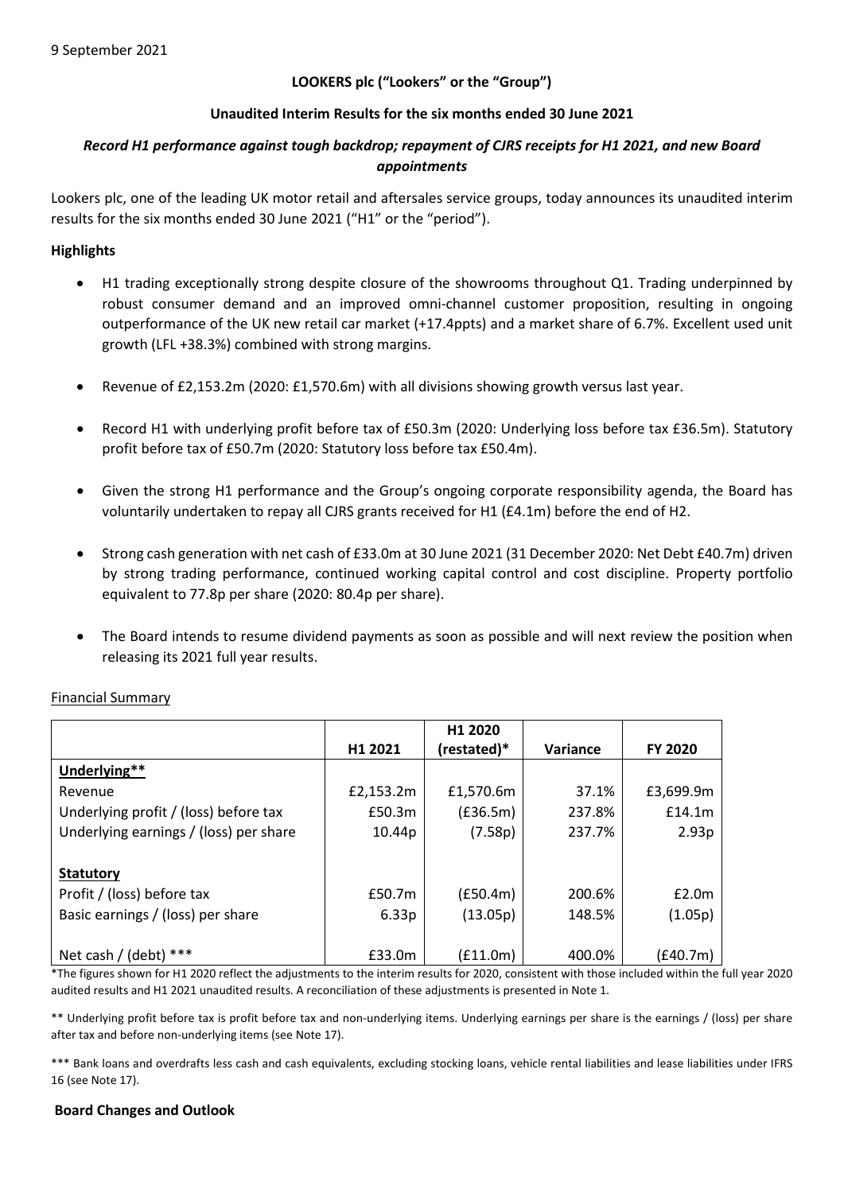9 September 2021

**LOOKERS plc ("Lookers" or the "Group")**

**Unaudited Interim Results for the six months ended 30 June 2021**

***Record H1 performance against tough backdrop; repayment of CJRS receipts for H1 2021, and new Board appointments***

Lookers plc, one of the leading UK motor retail and aftersales service groups, today announces its unaudited interim results for the six months ended 30 June 2021 ("H1" or the "period").

**Highlights**

- H1 trading exceptionally strong despite closure of the showrooms throughout Q1. Trading underpinned by robust consumer demand and an improved omni-channel customer proposition, resulting in ongoing outperformance of the UK new retail car market (+17.4ppts) and a market share of 6.7%. Excellent used unit growth (LFL +38.3%) combined with strong margins.
- Revenue of £2,153.2m (2020: £1,570.6m) with all divisions showing growth versus last year.
- Record H1 with underlying profit before tax of £50.3m (2020: Underlying loss before tax £36.5m). Statutory profit before tax of £50.7m (2020: Statutory loss before tax £50.4m).
- Given the strong H1 performance and the Group's ongoing corporate responsibility agenda, the Board has voluntarily undertaken to repay all CJRS grants received for H1 (£4.1m) before the end of H2.
- Strong cash generation with net cash of £33.0m at 30 June 2021 (31 December 2020: Net Debt £40.7m) driven by strong trading performance, continued working capital control and cost discipline. Property portfolio equivalent to 77.8p per share (2020: 80.4p per share).
- The Board intends to resume dividend payments as soon as possible and will next review the position when releasing its 2021 full year results.

<u>Financial Summary</u>

| | H1 2021 | H1 2020 (restated)* | Variance | FY 2020 |
|---|---|---|---|---|
| **<u>Underlying**</u>** | | | | |
| Revenue | £2,153.2m | £1,570.6m | 37.1% | £3,699.9m |
| Underlying profit / (loss) before tax | £50.3m | (£36.5m) | 237.8% | £14.1m |
| Underlying earnings / (loss) per share | 10.44p | (7.58p) | 237.7% | 2.93p |
| | | | | |
| **<u>Statutory</u>** | | | | |
| Profit / (loss) before tax | £50.7m | (£50.4m) | 200.6% | £2.0m |
| Basic earnings / (loss) per share | 6.33p | (13.05p) | 148.5% | (1.05p) |
| | | | | |
| Net cash / (debt) *** | £33.0m | (£11.0m) | 400.0% | (£40.7m) |

*The figures shown for H1 2020 reflect the adjustments to the interim results for 2020, consistent with those included within the full year 2020 audited results and H1 2021 unaudited results. A reconciliation of these adjustments is presented in Note 1.

** Underlying profit before tax is profit before tax and non-underlying items. Underlying earnings per share is the earnings / (loss) per share after tax and before non-underlying items (see Note 17).

*** Bank loans and overdrafts less cash and cash equivalents, excluding stocking loans, vehicle rental liabilities and lease liabilities under IFRS 16 (see Note 17).

**Board Changes and Outlook**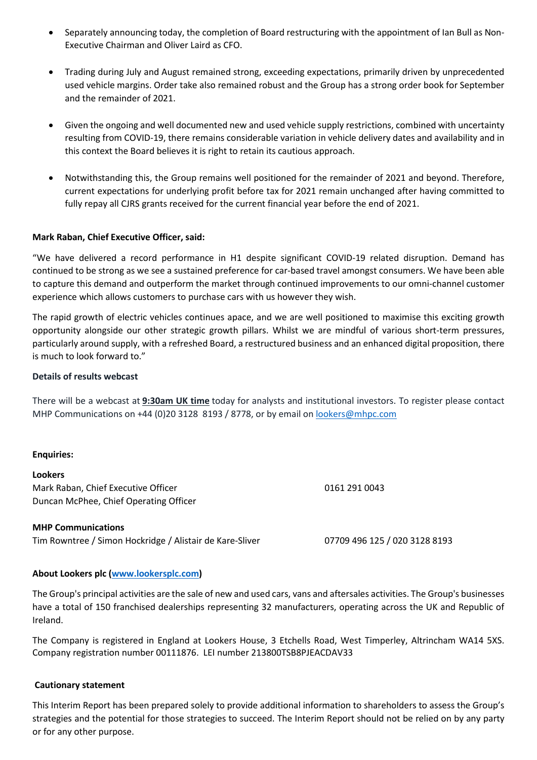- Separately announcing today, the completion of Board restructuring with the appointment of Ian Bull as Non-Executive Chairman and Oliver Laird as CFO.
- Trading during July and August remained strong, exceeding expectations, primarily driven by unprecedented used vehicle margins. Order take also remained robust and the Group has a strong order book for September and the remainder of 2021.
- Given the ongoing and well documented new and used vehicle supply restrictions, combined with uncertainty resulting from COVID-19, there remains considerable variation in vehicle delivery dates and availability and in this context the Board believes it is right to retain its cautious approach.
- Notwithstanding this, the Group remains well positioned for the remainder of 2021 and beyond. Therefore, current expectations for underlying profit before tax for 2021 remain unchanged after having committed to fully repay all CJRS grants received for the current financial year before the end of 2021.

**Mark Raban, Chief Executive Officer, said:**

"We have delivered a record performance in H1 despite significant COVID-19 related disruption. Demand has continued to be strong as we see a sustained preference for car-based travel amongst consumers. We have been able to capture this demand and outperform the market through continued improvements to our omni-channel customer experience which allows customers to purchase cars with us however they wish.

The rapid growth of electric vehicles continues apace, and we are well positioned to maximise this exciting growth opportunity alongside our other strategic growth pillars. Whilst we are mindful of various short-term pressures, particularly around supply, with a refreshed Board, a restructured business and an enhanced digital proposition, there is much to look forward to."

**Details of results webcast**

There will be a webcast at **9:30am UK time** today for analysts and institutional investors. To register please contact MHP Communications on +44 (0)20 3128 8193 / 8778, or by email on lookers@mhpc.com

**Enquiries:**

| | |
|---|---|
| **Lookers** | |
| Mark Raban, Chief Executive Officer | 0161 291 0043 |
| Duncan McPhee, Chief Operating Officer | |
| **MHP Communications** | |
| Tim Rowntree / Simon Hockridge / Alistair de Kare-Sliver | 07709 496 125 / 020 3128 8193 |

**About Lookers plc (www.lookersplc.com)**

The Group's principal activities are the sale of new and used cars, vans and aftersales activities. The Group's businesses have a total of 150 franchised dealerships representing 32 manufacturers, operating across the UK and Republic of Ireland.

The Company is registered in England at Lookers House, 3 Etchells Road, West Timperley, Altrincham WA14 5XS. Company registration number 00111876. LEI number 213800TSB8PJEACDAV33

**Cautionary statement**

This Interim Report has been prepared solely to provide additional information to shareholders to assess the Group's strategies and the potential for those strategies to succeed. The Interim Report should not be relied on by any party or for any other purpose.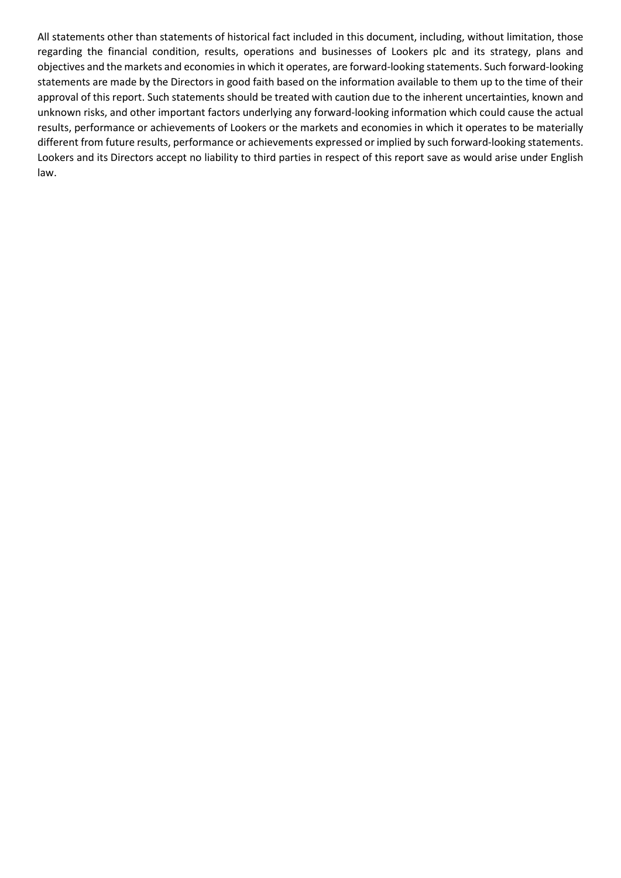All statements other than statements of historical fact included in this document, including, without limitation, those regarding the financial condition, results, operations and businesses of Lookers plc and its strategy, plans and objectives and the markets and economies in which it operates, are forward-looking statements. Such forward-looking statements are made by the Directors in good faith based on the information available to them up to the time of their approval of this report. Such statements should be treated with caution due to the inherent uncertainties, known and unknown risks, and other important factors underlying any forward-looking information which could cause the actual results, performance or achievements of Lookers or the markets and economies in which it operates to be materially different from future results, performance or achievements expressed or implied by such forward-looking statements. Lookers and its Directors accept no liability to third parties in respect of this report save as would arise under English law.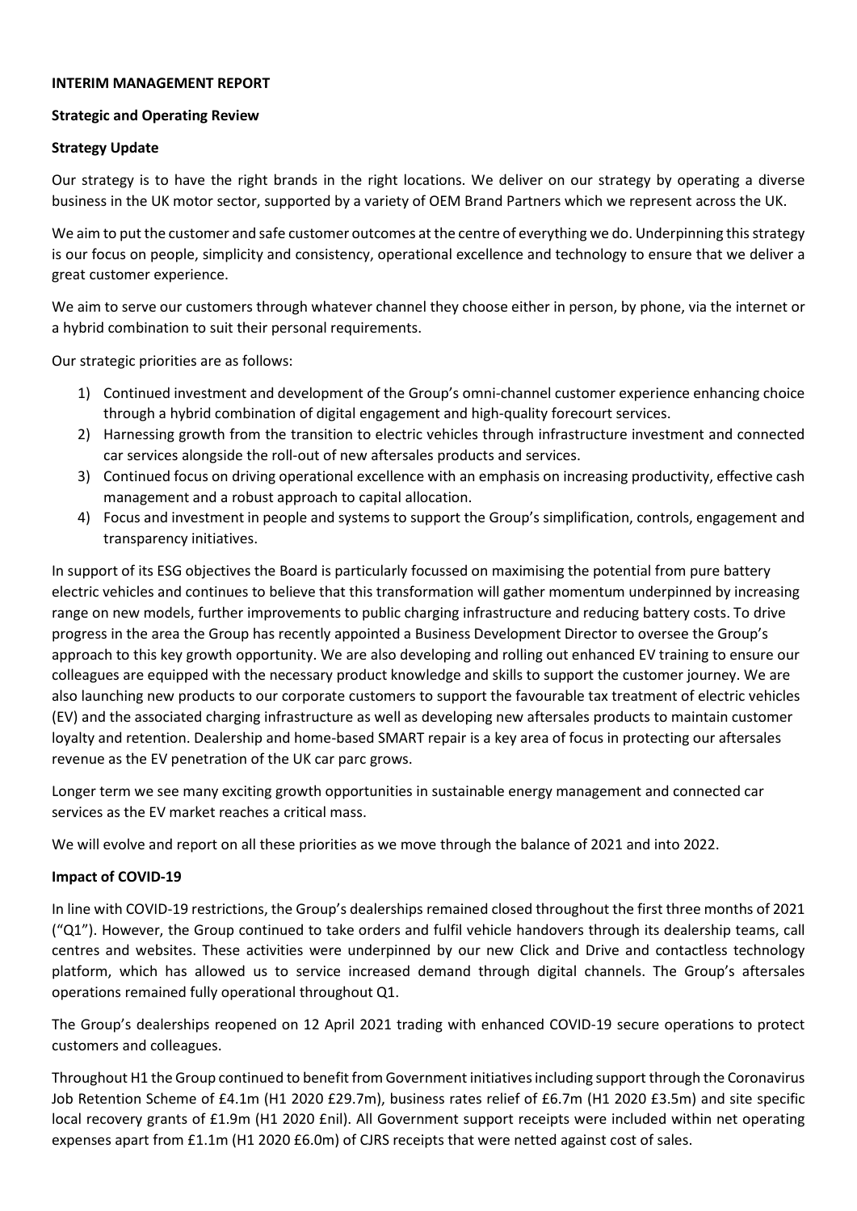**INTERIM MANAGEMENT REPORT**

**Strategic and Operating Review**

**Strategy Update**

Our strategy is to have the right brands in the right locations. We deliver on our strategy by operating a diverse business in the UK motor sector, supported by a variety of OEM Brand Partners which we represent across the UK.

We aim to put the customer and safe customer outcomes at the centre of everything we do. Underpinning this strategy is our focus on people, simplicity and consistency, operational excellence and technology to ensure that we deliver a great customer experience.

We aim to serve our customers through whatever channel they choose either in person, by phone, via the internet or a hybrid combination to suit their personal requirements.

Our strategic priorities are as follows:

1) Continued investment and development of the Group's omni-channel customer experience enhancing choice through a hybrid combination of digital engagement and high-quality forecourt services.
2) Harnessing growth from the transition to electric vehicles through infrastructure investment and connected car services alongside the roll-out of new aftersales products and services.
3) Continued focus on driving operational excellence with an emphasis on increasing productivity, effective cash management and a robust approach to capital allocation.
4) Focus and investment in people and systems to support the Group's simplification, controls, engagement and transparency initiatives.

In support of its ESG objectives the Board is particularly focussed on maximising the potential from pure battery electric vehicles and continues to believe that this transformation will gather momentum underpinned by increasing range on new models, further improvements to public charging infrastructure and reducing battery costs. To drive progress in the area the Group has recently appointed a Business Development Director to oversee the Group's approach to this key growth opportunity. We are also developing and rolling out enhanced EV training to ensure our colleagues are equipped with the necessary product knowledge and skills to support the customer journey. We are also launching new products to our corporate customers to support the favourable tax treatment of electric vehicles (EV) and the associated charging infrastructure as well as developing new aftersales products to maintain customer loyalty and retention. Dealership and home-based SMART repair is a key area of focus in protecting our aftersales revenue as the EV penetration of the UK car parc grows.

Longer term we see many exciting growth opportunities in sustainable energy management and connected car services as the EV market reaches a critical mass.

We will evolve and report on all these priorities as we move through the balance of 2021 and into 2022.

**Impact of COVID-19**

In line with COVID-19 restrictions, the Group's dealerships remained closed throughout the first three months of 2021 ("Q1"). However, the Group continued to take orders and fulfil vehicle handovers through its dealership teams, call centres and websites. These activities were underpinned by our new Click and Drive and contactless technology platform, which has allowed us to service increased demand through digital channels. The Group's aftersales operations remained fully operational throughout Q1.

The Group's dealerships reopened on 12 April 2021 trading with enhanced COVID-19 secure operations to protect customers and colleagues.

Throughout H1 the Group continued to benefit from Government initiatives including support through the Coronavirus Job Retention Scheme of £4.1m (H1 2020 £29.7m), business rates relief of £6.7m (H1 2020 £3.5m) and site specific local recovery grants of £1.9m (H1 2020 £nil). All Government support receipts were included within net operating expenses apart from £1.1m (H1 2020 £6.0m) of CJRS receipts that were netted against cost of sales.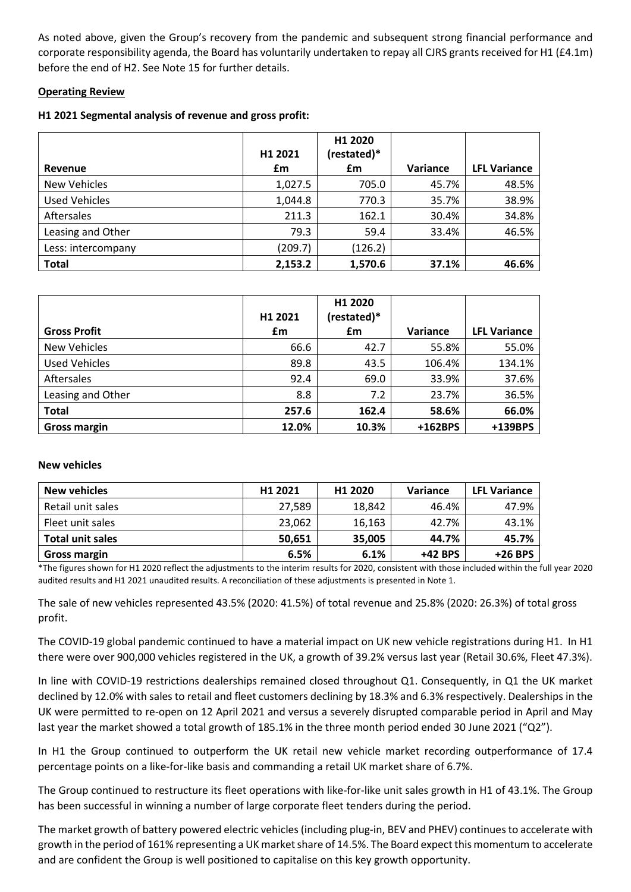As noted above, given the Group's recovery from the pandemic and subsequent strong financial performance and corporate responsibility agenda, the Board has voluntarily undertaken to repay all CJRS grants received for H1 (£4.1m) before the end of H2. See Note 15 for further details.

**Operating Review**

**H1 2021 Segmental analysis of revenue and gross profit:**

| Revenue | H1 2021 £m | H1 2020 (restated)* £m | Variance | LFL Variance |
|---|---|---|---|---|
| New Vehicles | 1,027.5 | 705.0 | 45.7% | 48.5% |
| Used Vehicles | 1,044.8 | 770.3 | 35.7% | 38.9% |
| Aftersales | 211.3 | 162.1 | 30.4% | 34.8% |
| Leasing and Other | 79.3 | 59.4 | 33.4% | 46.5% |
| Less: intercompany | (209.7) | (126.2) | | |
| **Total** | **2,153.2** | **1,570.6** | **37.1%** | **46.6%** |

| Gross Profit | H1 2021 £m | H1 2020 (restated)* £m | Variance | LFL Variance |
|---|---|---|---|---|
| New Vehicles | 66.6 | 42.7 | 55.8% | 55.0% |
| Used Vehicles | 89.8 | 43.5 | 106.4% | 134.1% |
| Aftersales | 92.4 | 69.0 | 33.9% | 37.6% |
| Leasing and Other | 8.8 | 7.2 | 23.7% | 36.5% |
| **Total** | **257.6** | **162.4** | **58.6%** | **66.0%** |
| **Gross margin** | **12.0%** | **10.3%** | **+162BPS** | **+139BPS** |

**New vehicles**

| New vehicles | H1 2021 | H1 2020 | Variance | LFL Variance |
|---|---|---|---|---|
| Retail unit sales | 27,589 | 18,842 | 46.4% | 47.9% |
| Fleet unit sales | 23,062 | 16,163 | 42.7% | 43.1% |
| **Total unit sales** | **50,651** | **35,005** | **44.7%** | **45.7%** |
| **Gross margin** | **6.5%** | **6.1%** | **+42 BPS** | **+26 BPS** |

*The figures shown for H1 2020 reflect the adjustments to the interim results for 2020, consistent with those included within the full year 2020 audited results and H1 2021 unaudited results. A reconciliation of these adjustments is presented in Note 1.

The sale of new vehicles represented 43.5% (2020: 41.5%) of total revenue and 25.8% (2020: 26.3%) of total gross profit.

The COVID-19 global pandemic continued to have a material impact on UK new vehicle registrations during H1. In H1 there were over 900,000 vehicles registered in the UK, a growth of 39.2% versus last year (Retail 30.6%, Fleet 47.3%).

In line with COVID-19 restrictions dealerships remained closed throughout Q1. Consequently, in Q1 the UK market declined by 12.0% with sales to retail and fleet customers declining by 18.3% and 6.3% respectively. Dealerships in the UK were permitted to re-open on 12 April 2021 and versus a severely disrupted comparable period in April and May last year the market showed a total growth of 185.1% in the three month period ended 30 June 2021 ("Q2").

In H1 the Group continued to outperform the UK retail new vehicle market recording outperformance of 17.4 percentage points on a like-for-like basis and commanding a retail UK market share of 6.7%.

The Group continued to restructure its fleet operations with like-for-like unit sales growth in H1 of 43.1%. The Group has been successful in winning a number of large corporate fleet tenders during the period.

The market growth of battery powered electric vehicles (including plug-in, BEV and PHEV) continues to accelerate with growth in the period of 161% representing a UK market share of 14.5%. The Board expect this momentum to accelerate and are confident the Group is well positioned to capitalise on this key growth opportunity.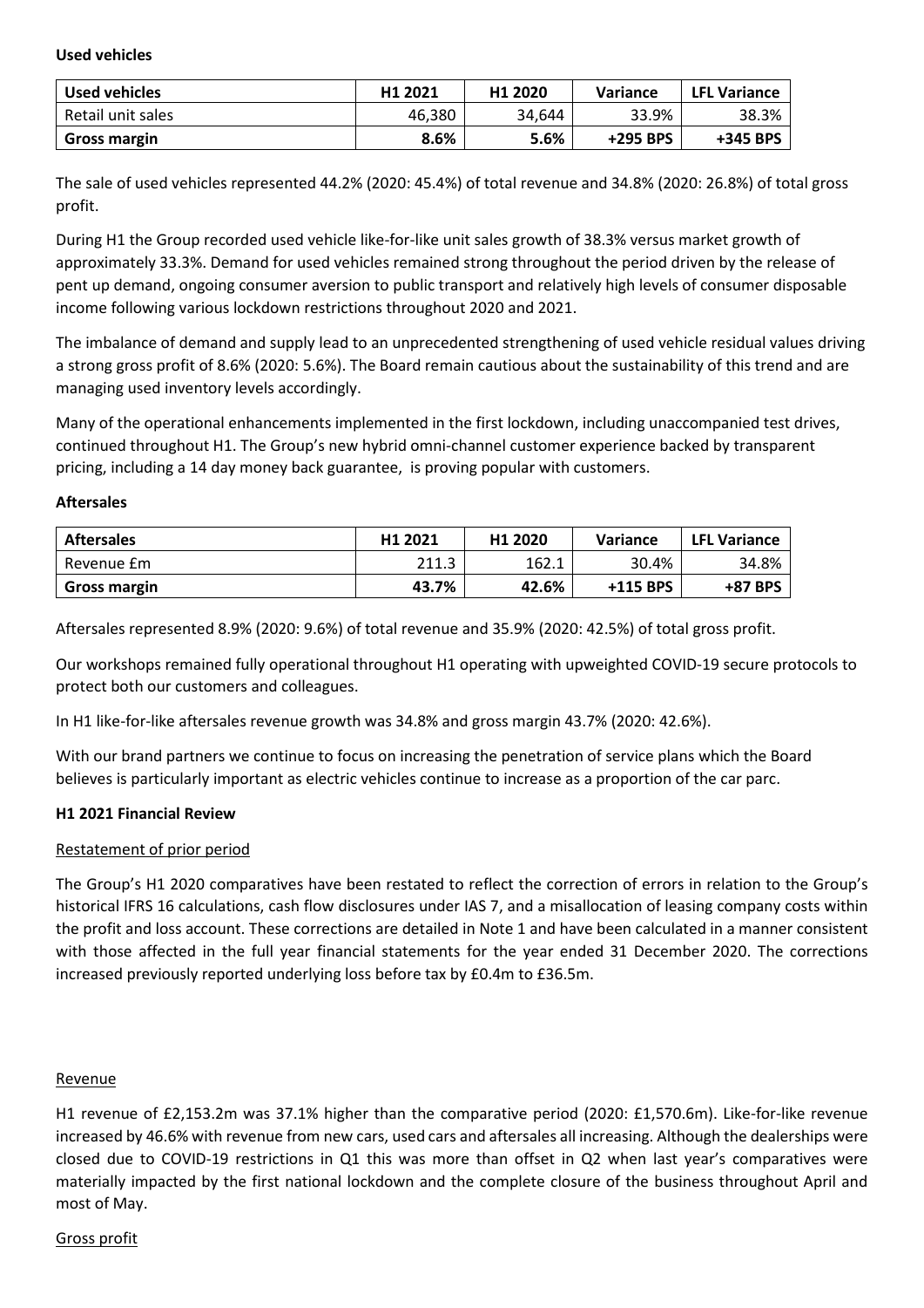**Used vehicles**

| Used vehicles | H1 2021 | H1 2020 | Variance | LFL Variance |
|---|---|---|---|---|
| Retail unit sales | 46,380 | 34,644 | 33.9% | 38.3% |
| **Gross margin** | **8.6%** | **5.6%** | **+295 BPS** | **+345 BPS** |

The sale of used vehicles represented 44.2% (2020: 45.4%) of total revenue and 34.8% (2020: 26.8%) of total gross profit.

During H1 the Group recorded used vehicle like-for-like unit sales growth of 38.3% versus market growth of approximately 33.3%. Demand for used vehicles remained strong throughout the period driven by the release of pent up demand, ongoing consumer aversion to public transport and relatively high levels of consumer disposable income following various lockdown restrictions throughout 2020 and 2021.

The imbalance of demand and supply lead to an unprecedented strengthening of used vehicle residual values driving a strong gross profit of 8.6% (2020: 5.6%). The Board remain cautious about the sustainability of this trend and are managing used inventory levels accordingly.

Many of the operational enhancements implemented in the first lockdown, including unaccompanied test drives, continued throughout H1. The Group's new hybrid omni-channel customer experience backed by transparent pricing, including a 14 day money back guarantee, is proving popular with customers.

**Aftersales**

| Aftersales | H1 2021 | H1 2020 | Variance | LFL Variance |
|---|---|---|---|---|
| Revenue £m | 211.3 | 162.1 | 30.4% | 34.8% |
| **Gross margin** | **43.7%** | **42.6%** | **+115 BPS** | **+87 BPS** |

Aftersales represented 8.9% (2020: 9.6%) of total revenue and 35.9% (2020: 42.5%) of total gross profit.

Our workshops remained fully operational throughout H1 operating with upweighted COVID-19 secure protocols to protect both our customers and colleagues.

In H1 like-for-like aftersales revenue growth was 34.8% and gross margin 43.7% (2020: 42.6%).

With our brand partners we continue to focus on increasing the penetration of service plans which the Board believes is particularly important as electric vehicles continue to increase as a proportion of the car parc.

**H1 2021 Financial Review**

Restatement of prior period

The Group's H1 2020 comparatives have been restated to reflect the correction of errors in relation to the Group's historical IFRS 16 calculations, cash flow disclosures under IAS 7, and a misallocation of leasing company costs within the profit and loss account. These corrections are detailed in Note 1 and have been calculated in a manner consistent with those affected in the full year financial statements for the year ended 31 December 2020. The corrections increased previously reported underlying loss before tax by £0.4m to £36.5m.

Revenue

H1 revenue of £2,153.2m was 37.1% higher than the comparative period (2020: £1,570.6m). Like-for-like revenue increased by 46.6% with revenue from new cars, used cars and aftersales all increasing. Although the dealerships were closed due to COVID-19 restrictions in Q1 this was more than offset in Q2 when last year's comparatives were materially impacted by the first national lockdown and the complete closure of the business throughout April and most of May.

Gross profit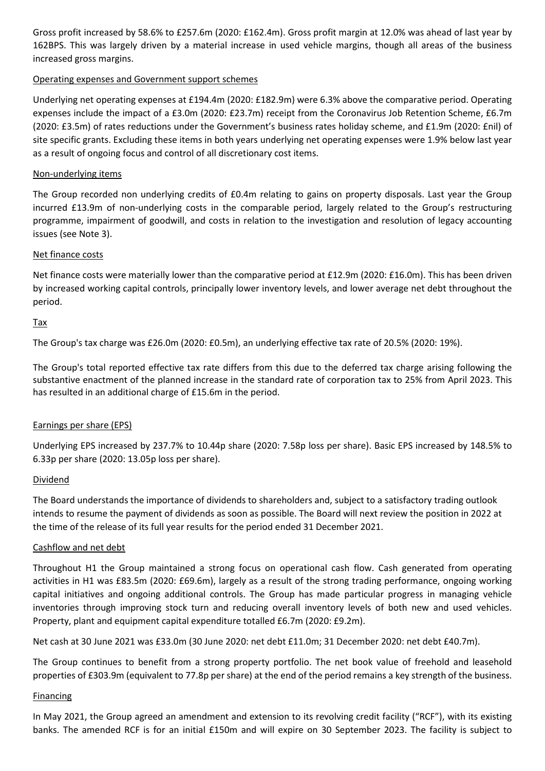Gross profit increased by 58.6% to £257.6m (2020: £162.4m). Gross profit margin at 12.0% was ahead of last year by 162BPS. This was largely driven by a material increase in used vehicle margins, though all areas of the business increased gross margins.

### Operating expenses and Government support schemes

Underlying net operating expenses at £194.4m (2020: £182.9m) were 6.3% above the comparative period. Operating expenses include the impact of a £3.0m (2020: £23.7m) receipt from the Coronavirus Job Retention Scheme, £6.7m (2020: £3.5m) of rates reductions under the Government's business rates holiday scheme, and £1.9m (2020: £nil) of site specific grants. Excluding these items in both years underlying net operating expenses were 1.9% below last year as a result of ongoing focus and control of all discretionary cost items.

### Non-underlying items

The Group recorded non underlying credits of £0.4m relating to gains on property disposals. Last year the Group incurred £13.9m of non-underlying costs in the comparable period, largely related to the Group's restructuring programme, impairment of goodwill, and costs in relation to the investigation and resolution of legacy accounting issues (see Note 3).

### Net finance costs

Net finance costs were materially lower than the comparative period at £12.9m (2020: £16.0m). This has been driven by increased working capital controls, principally lower inventory levels, and lower average net debt throughout the period.

### Tax

The Group's tax charge was £26.0m (2020: £0.5m), an underlying effective tax rate of 20.5% (2020: 19%).

The Group's total reported effective tax rate differs from this due to the deferred tax charge arising following the substantive enactment of the planned increase in the standard rate of corporation tax to 25% from April 2023. This has resulted in an additional charge of £15.6m in the period.

### Earnings per share (EPS)

Underlying EPS increased by 237.7% to 10.44p share (2020: 7.58p loss per share). Basic EPS increased by 148.5% to 6.33p per share (2020: 13.05p loss per share).

### Dividend

The Board understands the importance of dividends to shareholders and, subject to a satisfactory trading outlook intends to resume the payment of dividends as soon as possible. The Board will next review the position in 2022 at the time of the release of its full year results for the period ended 31 December 2021.

### Cashflow and net debt

Throughout H1 the Group maintained a strong focus on operational cash flow. Cash generated from operating activities in H1 was £83.5m (2020: £69.6m), largely as a result of the strong trading performance, ongoing working capital initiatives and ongoing additional controls. The Group has made particular progress in managing vehicle inventories through improving stock turn and reducing overall inventory levels of both new and used vehicles. Property, plant and equipment capital expenditure totalled £6.7m (2020: £9.2m).

Net cash at 30 June 2021 was £33.0m (30 June 2020: net debt £11.0m; 31 December 2020: net debt £40.7m).

The Group continues to benefit from a strong property portfolio. The net book value of freehold and leasehold properties of £303.9m (equivalent to 77.8p per share) at the end of the period remains a key strength of the business.

### Financing

In May 2021, the Group agreed an amendment and extension to its revolving credit facility ("RCF"), with its existing banks. The amended RCF is for an initial £150m and will expire on 30 September 2023. The facility is subject to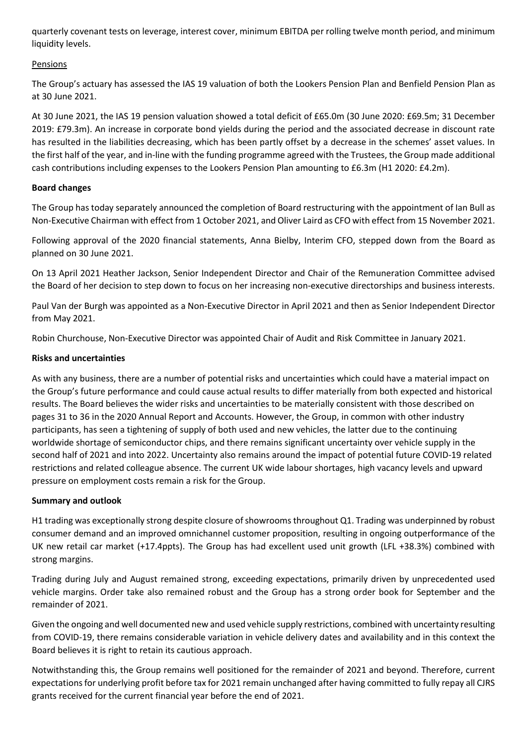quarterly covenant tests on leverage, interest cover, minimum EBITDA per rolling twelve month period, and minimum liquidity levels.

Pensions

The Group's actuary has assessed the IAS 19 valuation of both the Lookers Pension Plan and Benfield Pension Plan as at 30 June 2021.

At 30 June 2021, the IAS 19 pension valuation showed a total deficit of £65.0m (30 June 2020: £69.5m; 31 December 2019: £79.3m). An increase in corporate bond yields during the period and the associated decrease in discount rate has resulted in the liabilities decreasing, which has been partly offset by a decrease in the schemes' asset values. In the first half of the year, and in-line with the funding programme agreed with the Trustees, the Group made additional cash contributions including expenses to the Lookers Pension Plan amounting to £6.3m (H1 2020: £4.2m).

**Board changes**

The Group has today separately announced the completion of Board restructuring with the appointment of Ian Bull as Non-Executive Chairman with effect from 1 October 2021, and Oliver Laird as CFO with effect from 15 November 2021.

Following approval of the 2020 financial statements, Anna Bielby, Interim CFO, stepped down from the Board as planned on 30 June 2021.

On 13 April 2021 Heather Jackson, Senior Independent Director and Chair of the Remuneration Committee advised the Board of her decision to step down to focus on her increasing non-executive directorships and business interests.

Paul Van der Burgh was appointed as a Non-Executive Director in April 2021 and then as Senior Independent Director from May 2021.

Robin Churchouse, Non-Executive Director was appointed Chair of Audit and Risk Committee in January 2021.

**Risks and uncertainties**

As with any business, there are a number of potential risks and uncertainties which could have a material impact on the Group's future performance and could cause actual results to differ materially from both expected and historical results. The Board believes the wider risks and uncertainties to be materially consistent with those described on pages 31 to 36 in the 2020 Annual Report and Accounts. However, the Group, in common with other industry participants, has seen a tightening of supply of both used and new vehicles, the latter due to the continuing worldwide shortage of semiconductor chips, and there remains significant uncertainty over vehicle supply in the second half of 2021 and into 2022. Uncertainty also remains around the impact of potential future COVID-19 related restrictions and related colleague absence. The current UK wide labour shortages, high vacancy levels and upward pressure on employment costs remain a risk for the Group.

**Summary and outlook**

H1 trading was exceptionally strong despite closure of showrooms throughout Q1. Trading was underpinned by robust consumer demand and an improved omnichannel customer proposition, resulting in ongoing outperformance of the UK new retail car market (+17.4ppts). The Group has had excellent used unit growth (LFL +38.3%) combined with strong margins.

Trading during July and August remained strong, exceeding expectations, primarily driven by unprecedented used vehicle margins. Order take also remained robust and the Group has a strong order book for September and the remainder of 2021.

Given the ongoing and well documented new and used vehicle supply restrictions, combined with uncertainty resulting from COVID-19, there remains considerable variation in vehicle delivery dates and availability and in this context the Board believes it is right to retain its cautious approach.

Notwithstanding this, the Group remains well positioned for the remainder of 2021 and beyond. Therefore, current expectations for underlying profit before tax for 2021 remain unchanged after having committed to fully repay all CJRS grants received for the current financial year before the end of 2021.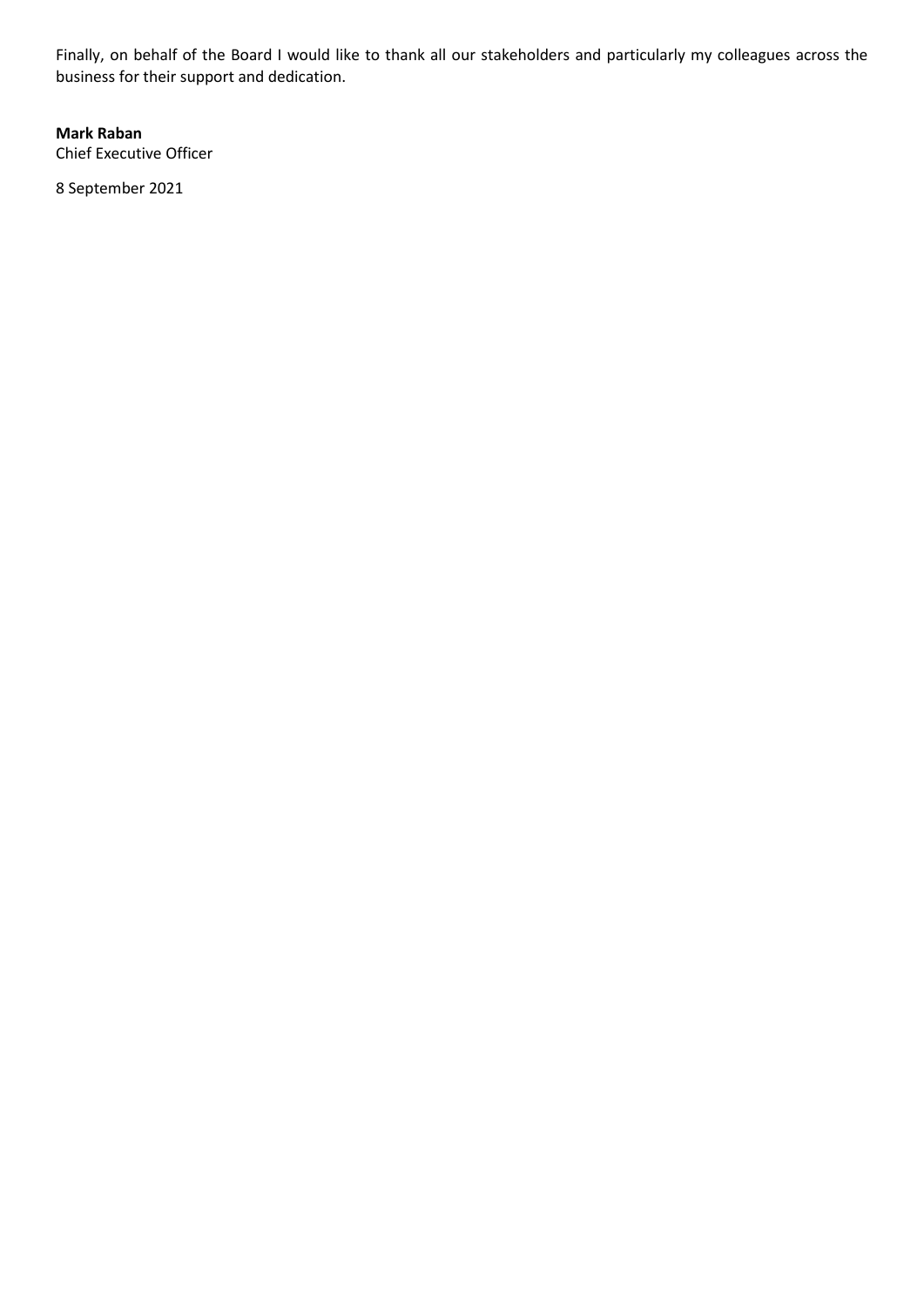Finally, on behalf of the Board I would like to thank all our stakeholders and particularly my colleagues across the business for their support and dedication.

**Mark Raban**
Chief Executive Officer

8 September 2021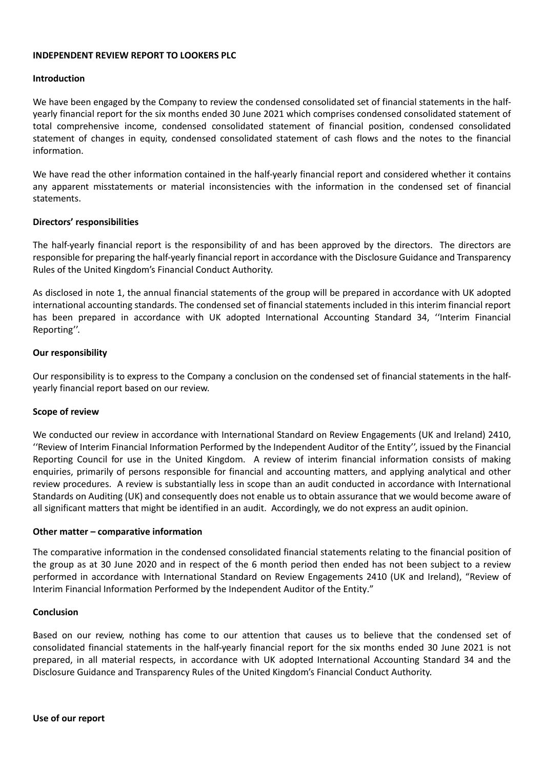**INDEPENDENT REVIEW REPORT TO LOOKERS PLC**

**Introduction**

We have been engaged by the Company to review the condensed consolidated set of financial statements in the half-yearly financial report for the six months ended 30 June 2021 which comprises condensed consolidated statement of total comprehensive income, condensed consolidated statement of financial position, condensed consolidated statement of changes in equity, condensed consolidated statement of cash flows and the notes to the financial information.

We have read the other information contained in the half-yearly financial report and considered whether it contains any apparent misstatements or material inconsistencies with the information in the condensed set of financial statements.

**Directors' responsibilities**

The half-yearly financial report is the responsibility of and has been approved by the directors. The directors are responsible for preparing the half-yearly financial report in accordance with the Disclosure Guidance and Transparency Rules of the United Kingdom's Financial Conduct Authority.

As disclosed in note 1, the annual financial statements of the group will be prepared in accordance with UK adopted international accounting standards. The condensed set of financial statements included in this interim financial report has been prepared in accordance with UK adopted International Accounting Standard 34, ''Interim Financial Reporting''.

**Our responsibility**

Our responsibility is to express to the Company a conclusion on the condensed set of financial statements in the half-yearly financial report based on our review.

**Scope of review**

We conducted our review in accordance with International Standard on Review Engagements (UK and Ireland) 2410, ''Review of Interim Financial Information Performed by the Independent Auditor of the Entity'', issued by the Financial Reporting Council for use in the United Kingdom. A review of interim financial information consists of making enquiries, primarily of persons responsible for financial and accounting matters, and applying analytical and other review procedures. A review is substantially less in scope than an audit conducted in accordance with International Standards on Auditing (UK) and consequently does not enable us to obtain assurance that we would become aware of all significant matters that might be identified in an audit. Accordingly, we do not express an audit opinion.

**Other matter – comparative information**

The comparative information in the condensed consolidated financial statements relating to the financial position of the group as at 30 June 2020 and in respect of the 6 month period then ended has not been subject to a review performed in accordance with International Standard on Review Engagements 2410 (UK and Ireland), "Review of Interim Financial Information Performed by the Independent Auditor of the Entity."

**Conclusion**

Based on our review, nothing has come to our attention that causes us to believe that the condensed set of consolidated financial statements in the half-yearly financial report for the six months ended 30 June 2021 is not prepared, in all material respects, in accordance with UK adopted International Accounting Standard 34 and the Disclosure Guidance and Transparency Rules of the United Kingdom's Financial Conduct Authority.

**Use of our report**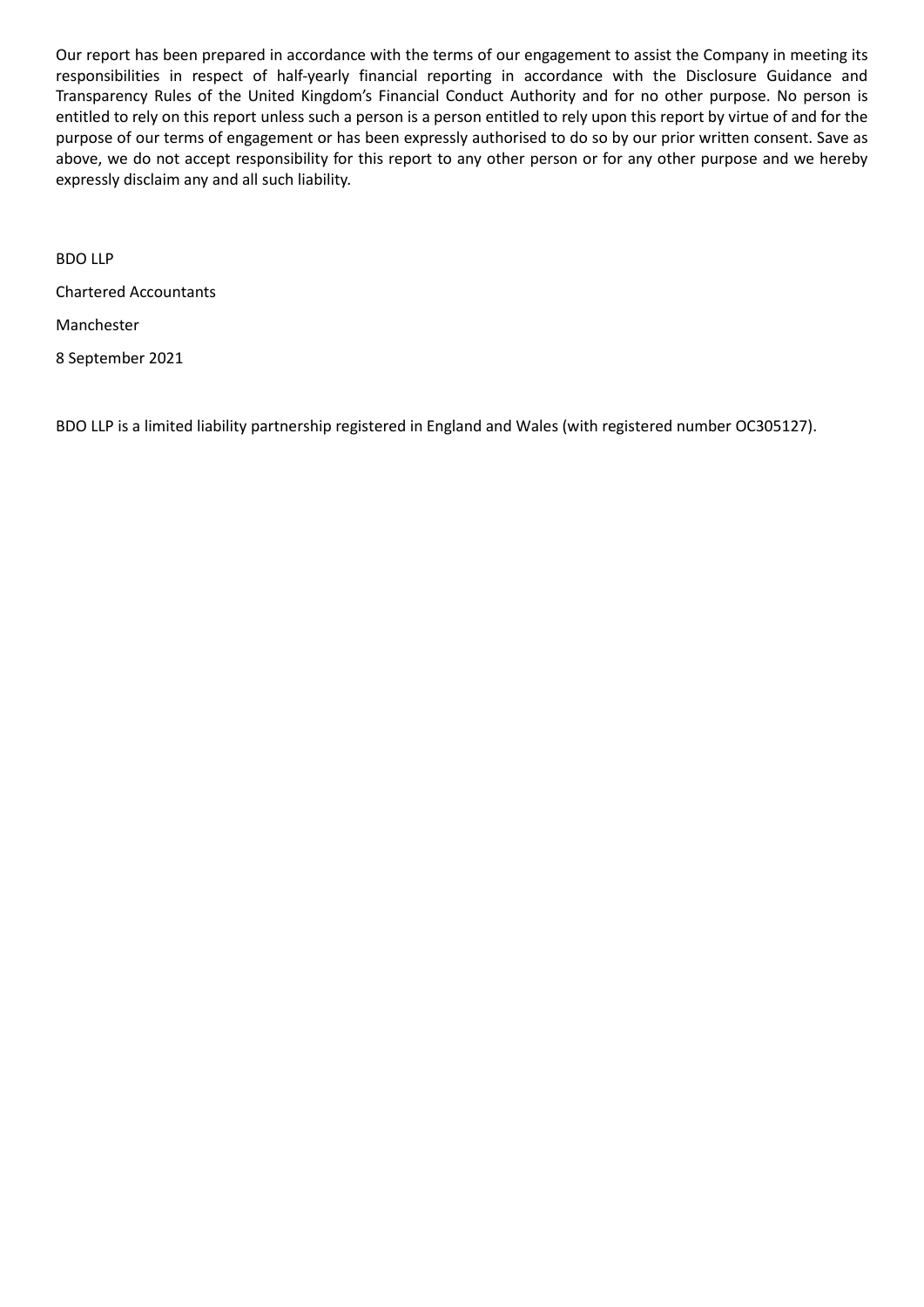Our report has been prepared in accordance with the terms of our engagement to assist the Company in meeting its responsibilities in respect of half-yearly financial reporting in accordance with the Disclosure Guidance and Transparency Rules of the United Kingdom's Financial Conduct Authority and for no other purpose. No person is entitled to rely on this report unless such a person is a person entitled to rely upon this report by virtue of and for the purpose of our terms of engagement or has been expressly authorised to do so by our prior written consent. Save as above, we do not accept responsibility for this report to any other person or for any other purpose and we hereby expressly disclaim any and all such liability.

BDO LLP

Chartered Accountants

Manchester

8 September 2021

BDO LLP is a limited liability partnership registered in England and Wales (with registered number OC305127).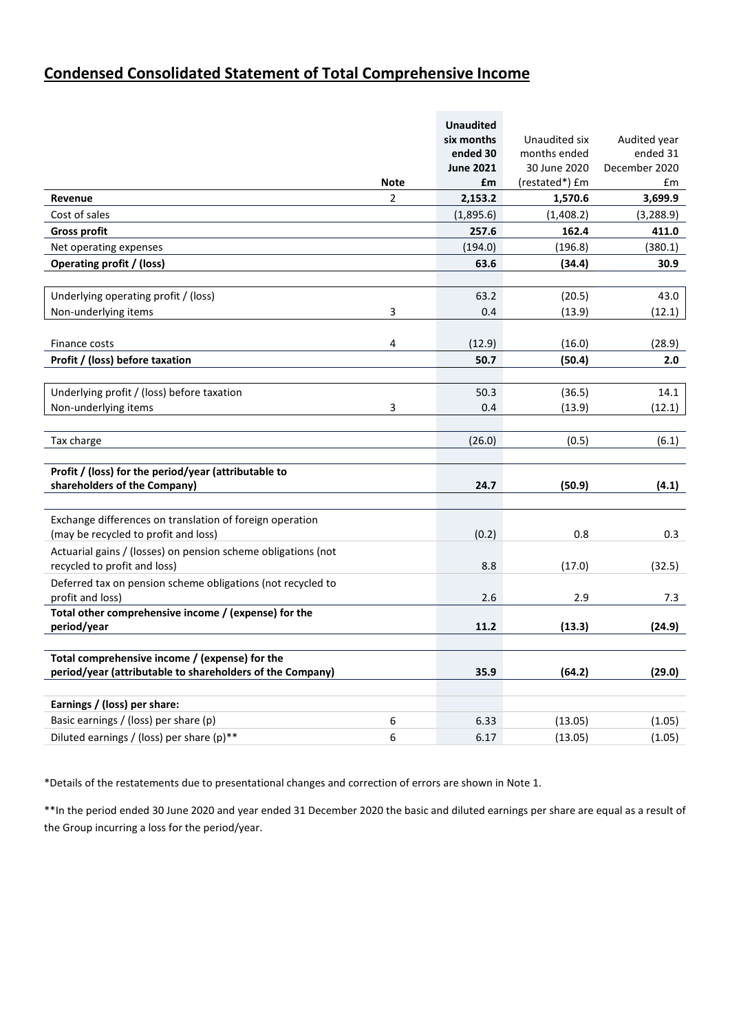# Condensed Consolidated Statement of Total Comprehensive Income

| | Note | **Unaudited six months ended 30 June 2021 £m** | Unaudited six months ended 30 June 2020 (restated*) £m | Audited year ended 31 December 2020 £m |
|---|---|---|---|---|
| **Revenue** | 2 | **2,153.2** | **1,570.6** | **3,699.9** |
| Cost of sales | | (1,895.6) | (1,408.2) | (3,288.9) |
| **Gross profit** | | **257.6** | **162.4** | **411.0** |
| Net operating expenses | | (194.0) | (196.8) | (380.1) |
| **Operating profit / (loss)** | | **63.6** | **(34.4)** | **30.9** |
| | | | | |
| Underlying operating profit / (loss) | | 63.2 | (20.5) | 43.0 |
| Non-underlying items | 3 | 0.4 | (13.9) | (12.1) |
| | | | | |
| Finance costs | 4 | (12.9) | (16.0) | (28.9) |
| **Profit / (loss) before taxation** | | **50.7** | **(50.4)** | **2.0** |
| | | | | |
| Underlying profit / (loss) before taxation | | 50.3 | (36.5) | 14.1 |
| Non-underlying items | 3 | 0.4 | (13.9) | (12.1) |
| | | | | |
| Tax charge | | (26.0) | (0.5) | (6.1) |
| | | | | |
| **Profit / (loss) for the period/year (attributable to shareholders of the Company)** | | **24.7** | **(50.9)** | **(4.1)** |
| | | | | |
| Exchange differences on translation of foreign operation (may be recycled to profit and loss) | | (0.2) | 0.8 | 0.3 |
| Actuarial gains / (losses) on pension scheme obligations (not recycled to profit and loss) | | 8.8 | (17.0) | (32.5) |
| Deferred tax on pension scheme obligations (not recycled to profit and loss) | | 2.6 | 2.9 | 7.3 |
| **Total other comprehensive income / (expense) for the period/year** | | **11.2** | **(13.3)** | **(24.9)** |
| | | | | |
| **Total comprehensive income / (expense) for the period/year (attributable to shareholders of the Company)** | | **35.9** | **(64.2)** | **(29.0)** |
| | | | | |
| **Earnings / (loss) per share:** | | | | |
| Basic earnings / (loss) per share (p) | 6 | 6.33 | (13.05) | (1.05) |
| Diluted earnings / (loss) per share (p)** | 6 | 6.17 | (13.05) | (1.05) |

*Details of the restatements due to presentational changes and correction of errors are shown in Note 1.

**In the period ended 30 June 2020 and year ended 31 December 2020 the basic and diluted earnings per share are equal as a result of the Group incurring a loss for the period/year.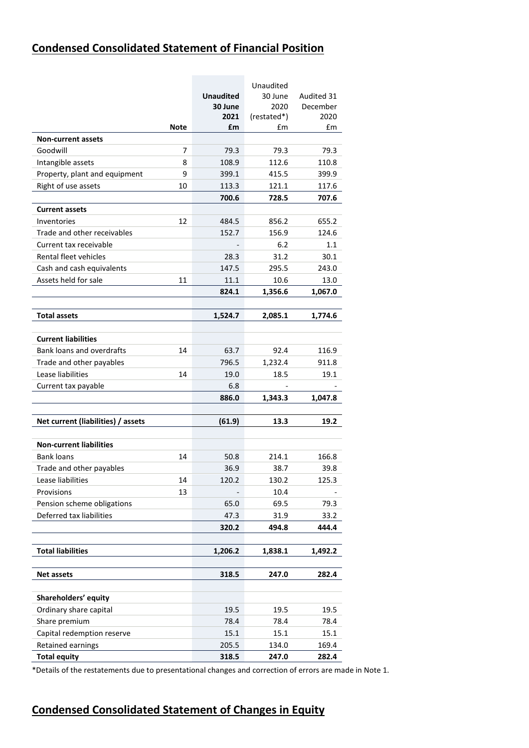## Condensed Consolidated Statement of Financial Position

| | Note | Unaudited 30 June 2021 £m | Unaudited 30 June 2020 (restated*) £m | Audited 31 December 2020 £m |
|---|---|---|---|---|
| **Non-current assets** | | | | |
| Goodwill | 7 | 79.3 | 79.3 | 79.3 |
| Intangible assets | 8 | 108.9 | 112.6 | 110.8 |
| Property, plant and equipment | 9 | 399.1 | 415.5 | 399.9 |
| Right of use assets | 10 | 113.3 | 121.1 | 117.6 |
| | | **700.6** | **728.5** | **707.6** |
| **Current assets** | | | | |
| Inventories | 12 | 484.5 | 856.2 | 655.2 |
| Trade and other receivables | | 152.7 | 156.9 | 124.6 |
| Current tax receivable | | - | 6.2 | 1.1 |
| Rental fleet vehicles | | 28.3 | 31.2 | 30.1 |
| Cash and cash equivalents | | 147.5 | 295.5 | 243.0 |
| Assets held for sale | 11 | 11.1 | 10.6 | 13.0 |
| | | **824.1** | **1,356.6** | **1,067.0** |
| **Total assets** | | **1,524.7** | **2,085.1** | **1,774.6** |
| **Current liabilities** | | | | |
| Bank loans and overdrafts | 14 | 63.7 | 92.4 | 116.9 |
| Trade and other payables | | 796.5 | 1,232.4 | 911.8 |
| Lease liabilities | 14 | 19.0 | 18.5 | 19.1 |
| Current tax payable | | 6.8 | - | - |
| | | **886.0** | **1,343.3** | **1,047.8** |
| **Net current (liabilities) / assets** | | **(61.9)** | **13.3** | **19.2** |
| **Non-current liabilities** | | | | |
| Bank loans | 14 | 50.8 | 214.1 | 166.8 |
| Trade and other payables | | 36.9 | 38.7 | 39.8 |
| Lease liabilities | 14 | 120.2 | 130.2 | 125.3 |
| Provisions | 13 | - | 10.4 | - |
| Pension scheme obligations | | 65.0 | 69.5 | 79.3 |
| Deferred tax liabilities | | 47.3 | 31.9 | 33.2 |
| | | **320.2** | **494.8** | **444.4** |
| **Total liabilities** | | **1,206.2** | **1,838.1** | **1,492.2** |
| **Net assets** | | **318.5** | **247.0** | **282.4** |
| **Shareholders' equity** | | | | |
| Ordinary share capital | | 19.5 | 19.5 | 19.5 |
| Share premium | | 78.4 | 78.4 | 78.4 |
| Capital redemption reserve | | 15.1 | 15.1 | 15.1 |
| Retained earnings | | 205.5 | 134.0 | 169.4 |
| **Total equity** | | **318.5** | **247.0** | **282.4** |

*Details of the restatements due to presentational changes and correction of errors are made in Note 1.

## Condensed Consolidated Statement of Changes in Equity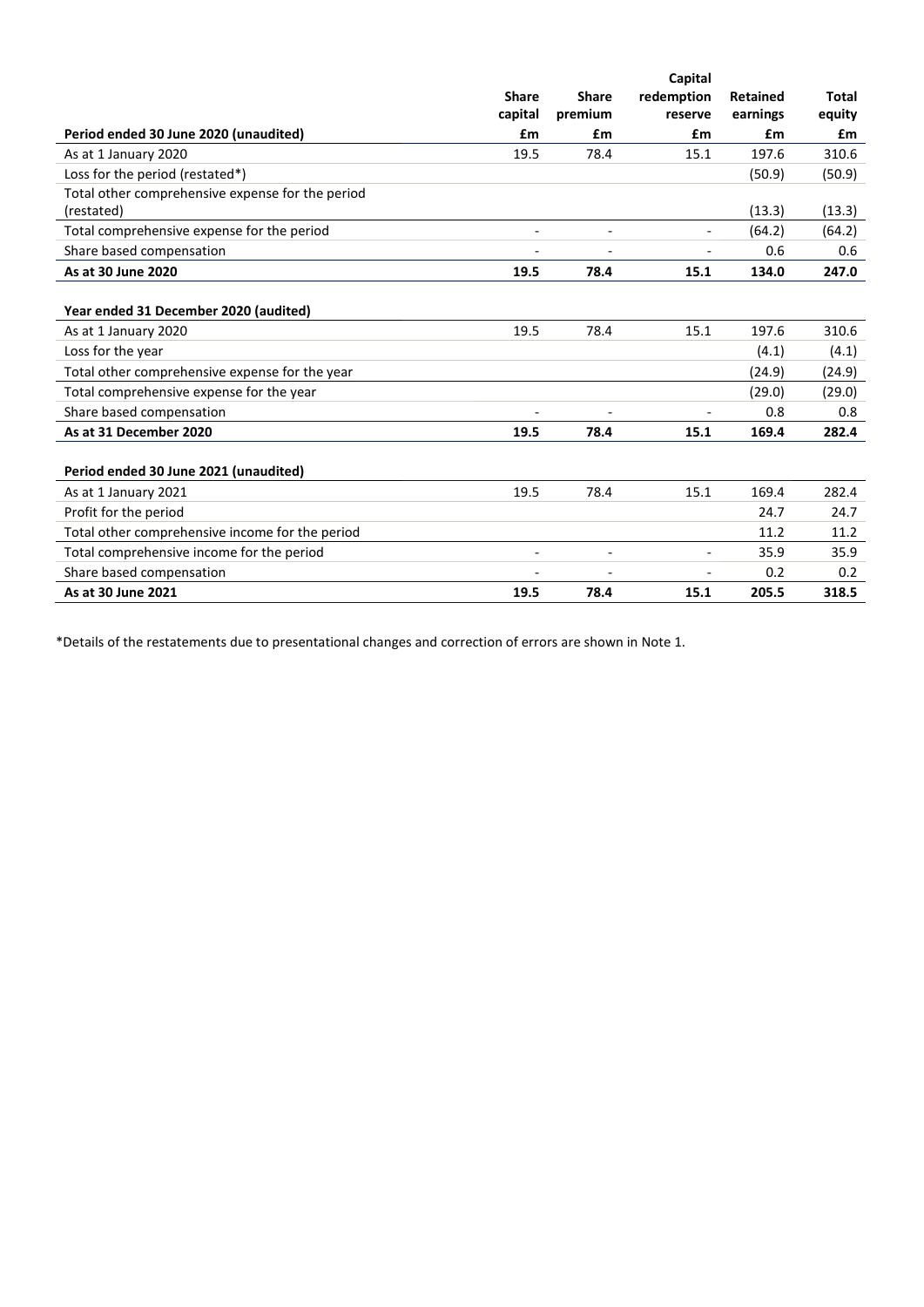| Period ended 30 June 2020 (unaudited) | Share capital £m | Share premium £m | Capital redemption reserve £m | Retained earnings £m | Total equity £m |
|---|---|---|---|---|---|
| As at 1 January 2020 | 19.5 | 78.4 | 15.1 | 197.6 | 310.6 |
| Loss for the period (restated*) | | | | (50.9) | (50.9) |
| Total other comprehensive expense for the period (restated) | | | | (13.3) | (13.3) |
| Total comprehensive expense for the period | - | - | - | (64.2) | (64.2) |
| Share based compensation | - | - | - | 0.6 | 0.6 |
| **As at 30 June 2020** | **19.5** | **78.4** | **15.1** | **134.0** | **247.0** |
| | | | | | |
| **Year ended 31 December 2020 (audited)** | | | | | |
| As at 1 January 2020 | 19.5 | 78.4 | 15.1 | 197.6 | 310.6 |
| Loss for the year | | | | (4.1) | (4.1) |
| Total other comprehensive expense for the year | | | | (24.9) | (24.9) |
| Total comprehensive expense for the year | | | | (29.0) | (29.0) |
| Share based compensation | - | - | - | 0.8 | 0.8 |
| **As at 31 December 2020** | **19.5** | **78.4** | **15.1** | **169.4** | **282.4** |
| | | | | | |
| **Period ended 30 June 2021 (unaudited)** | | | | | |
| As at 1 January 2021 | 19.5 | 78.4 | 15.1 | 169.4 | 282.4 |
| Profit for the period | | | | 24.7 | 24.7 |
| Total other comprehensive income for the period | | | | 11.2 | 11.2 |
| Total comprehensive income for the period | - | - | - | 35.9 | 35.9 |
| Share based compensation | - | - | - | 0.2 | 0.2 |
| **As at 30 June 2021** | **19.5** | **78.4** | **15.1** | **205.5** | **318.5** |

*Details of the restatements due to presentational changes and correction of errors are shown in Note 1.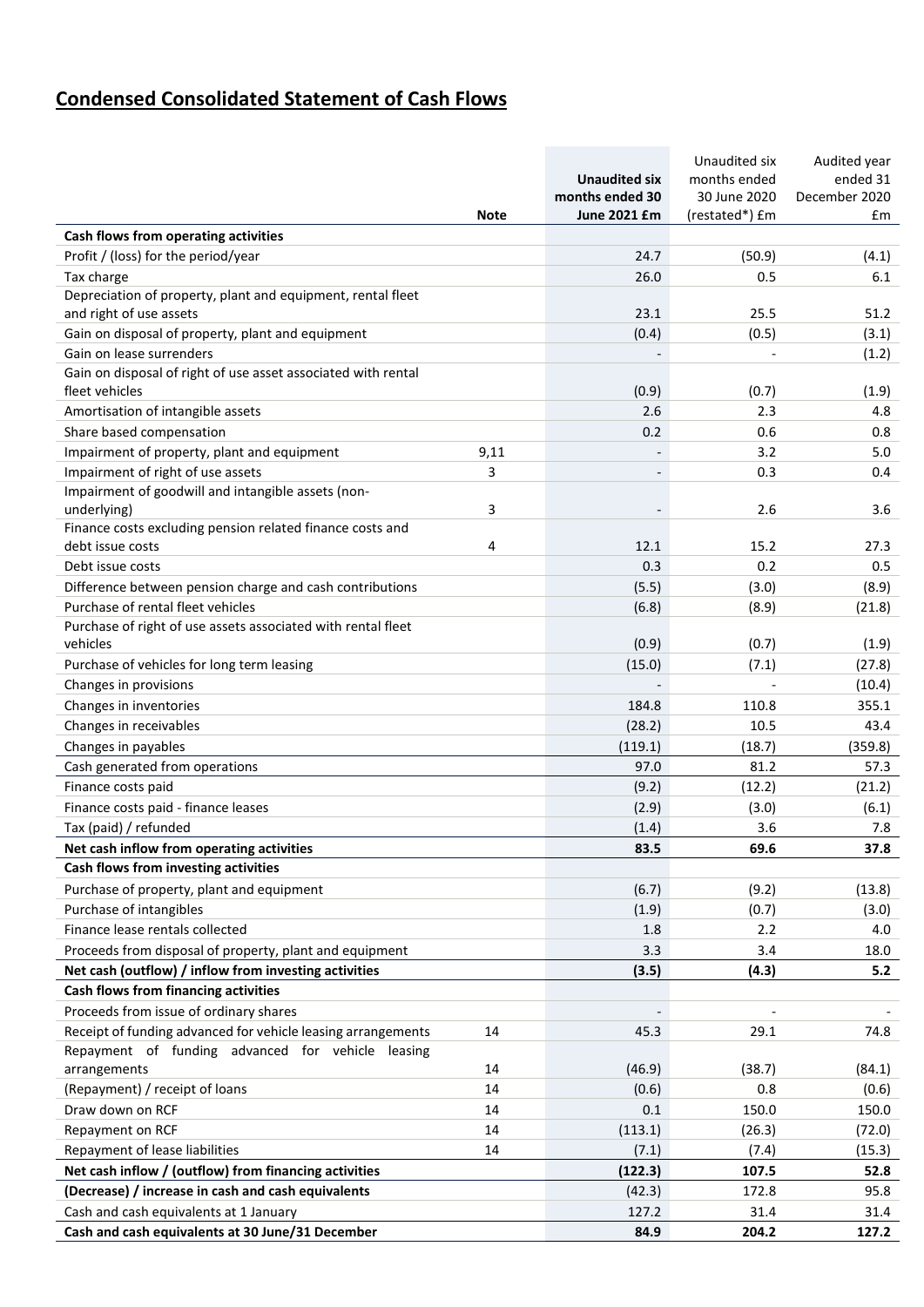## Condensed Consolidated Statement of Cash Flows

| | Note | Unaudited six months ended 30 June 2021 £m | Unaudited six months ended 30 June 2020 (restated*) £m | Audited year ended 31 December 2020 £m |
|---|---|---|---|---|
| **Cash flows from operating activities** | | | | |
| Profit / (loss) for the period/year | | 24.7 | (50.9) | (4.1) |
| Tax charge | | 26.0 | 0.5 | 6.1 |
| Depreciation of property, plant and equipment, rental fleet and right of use assets | | 23.1 | 25.5 | 51.2 |
| Gain on disposal of property, plant and equipment | | (0.4) | (0.5) | (3.1) |
| Gain on lease surrenders | | - | - | (1.2) |
| Gain on disposal of right of use asset associated with rental fleet vehicles | | (0.9) | (0.7) | (1.9) |
| Amortisation of intangible assets | | 2.6 | 2.3 | 4.8 |
| Share based compensation | | 0.2 | 0.6 | 0.8 |
| Impairment of property, plant and equipment | 9,11 | - | 3.2 | 5.0 |
| Impairment of right of use assets | 3 | - | 0.3 | 0.4 |
| Impairment of goodwill and intangible assets (non-underlying) | 3 | - | 2.6 | 3.6 |
| Finance costs excluding pension related finance costs and debt issue costs | 4 | 12.1 | 15.2 | 27.3 |
| Debt issue costs | | 0.3 | 0.2 | 0.5 |
| Difference between pension charge and cash contributions | | (5.5) | (3.0) | (8.9) |
| Purchase of rental fleet vehicles | | (6.8) | (8.9) | (21.8) |
| Purchase of right of use assets associated with rental fleet vehicles | | (0.9) | (0.7) | (1.9) |
| Purchase of vehicles for long term leasing | | (15.0) | (7.1) | (27.8) |
| Changes in provisions | | - | - | (10.4) |
| Changes in inventories | | 184.8 | 110.8 | 355.1 |
| Changes in receivables | | (28.2) | 10.5 | 43.4 |
| Changes in payables | | (119.1) | (18.7) | (359.8) |
| Cash generated from operations | | 97.0 | 81.2 | 57.3 |
| Finance costs paid | | (9.2) | (12.2) | (21.2) |
| Finance costs paid - finance leases | | (2.9) | (3.0) | (6.1) |
| Tax (paid) / refunded | | (1.4) | 3.6 | 7.8 |
| **Net cash inflow from operating activities** | | **83.5** | **69.6** | **37.8** |
| **Cash flows from investing activities** | | | | |
| Purchase of property, plant and equipment | | (6.7) | (9.2) | (13.8) |
| Purchase of intangibles | | (1.9) | (0.7) | (3.0) |
| Finance lease rentals collected | | 1.8 | 2.2 | 4.0 |
| Proceeds from disposal of property, plant and equipment | | 3.3 | 3.4 | 18.0 |
| **Net cash (outflow) / inflow from investing activities** | | **(3.5)** | **(4.3)** | **5.2** |
| **Cash flows from financing activities** | | | | |
| Proceeds from issue of ordinary shares | | - | - | - |
| Receipt of funding advanced for vehicle leasing arrangements | 14 | 45.3 | 29.1 | 74.8 |
| Repayment of funding advanced for vehicle leasing arrangements | 14 | (46.9) | (38.7) | (84.1) |
| (Repayment) / receipt of loans | 14 | (0.6) | 0.8 | (0.6) |
| Draw down on RCF | 14 | 0.1 | 150.0 | 150.0 |
| Repayment on RCF | 14 | (113.1) | (26.3) | (72.0) |
| Repayment of lease liabilities | 14 | (7.1) | (7.4) | (15.3) |
| **Net cash inflow / (outflow) from financing activities** | | **(122.3)** | **107.5** | **52.8** |
| **(Decrease) / increase in cash and cash equivalents** | | (42.3) | 172.8 | 95.8 |
| Cash and cash equivalents at 1 January | | 127.2 | 31.4 | 31.4 |
| **Cash and cash equivalents at 30 June/31 December** | | **84.9** | **204.2** | **127.2** |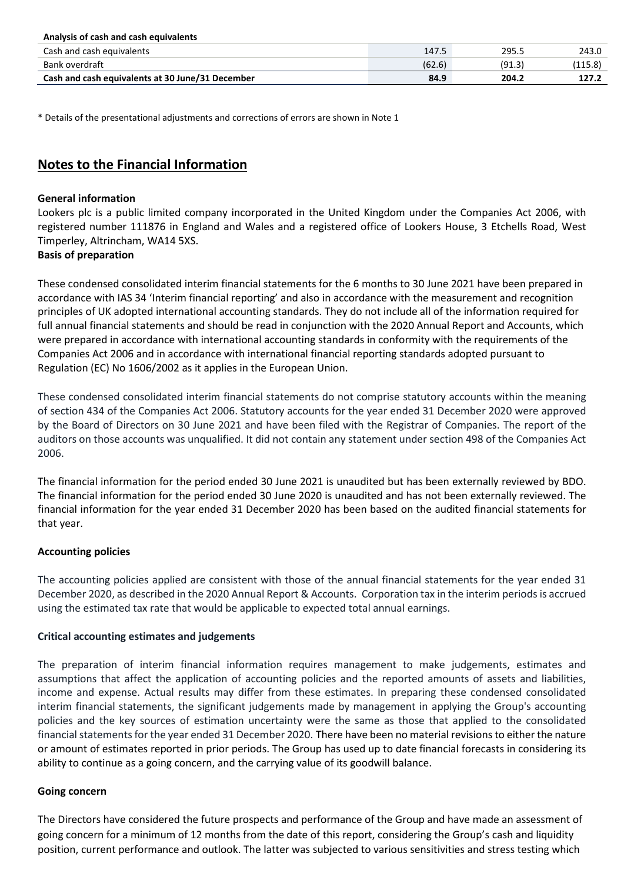| Analysis of cash and cash equivalents | | | |
|---|---|---|---|
| Cash and cash equivalents | 147.5 | 295.5 | 243.0 |
| Bank overdraft | (62.6) | (91.3) | (115.8) |
| **Cash and cash equivalents at 30 June/31 December** | **84.9** | **204.2** | **127.2** |

\* Details of the presentational adjustments and corrections of errors are shown in Note 1

## Notes to the Financial Information

**General information**

Lookers plc is a public limited company incorporated in the United Kingdom under the Companies Act 2006, with registered number 111876 in England and Wales and a registered office of Lookers House, 3 Etchells Road, West Timperley, Altrincham, WA14 5XS.

**Basis of preparation**

These condensed consolidated interim financial statements for the 6 months to 30 June 2021 have been prepared in accordance with IAS 34 'Interim financial reporting' and also in accordance with the measurement and recognition principles of UK adopted international accounting standards. They do not include all of the information required for full annual financial statements and should be read in conjunction with the 2020 Annual Report and Accounts, which were prepared in accordance with international accounting standards in conformity with the requirements of the Companies Act 2006 and in accordance with international financial reporting standards adopted pursuant to Regulation (EC) No 1606/2002 as it applies in the European Union.

These condensed consolidated interim financial statements do not comprise statutory accounts within the meaning of section 434 of the Companies Act 2006. Statutory accounts for the year ended 31 December 2020 were approved by the Board of Directors on 30 June 2021 and have been filed with the Registrar of Companies. The report of the auditors on those accounts was unqualified. It did not contain any statement under section 498 of the Companies Act 2006.

The financial information for the period ended 30 June 2021 is unaudited but has been externally reviewed by BDO. The financial information for the period ended 30 June 2020 is unaudited and has not been externally reviewed. The financial information for the year ended 31 December 2020 has been based on the audited financial statements for that year.

**Accounting policies**

The accounting policies applied are consistent with those of the annual financial statements for the year ended 31 December 2020, as described in the 2020 Annual Report & Accounts. Corporation tax in the interim periods is accrued using the estimated tax rate that would be applicable to expected total annual earnings.

**Critical accounting estimates and judgements**

The preparation of interim financial information requires management to make judgements, estimates and assumptions that affect the application of accounting policies and the reported amounts of assets and liabilities, income and expense. Actual results may differ from these estimates. In preparing these condensed consolidated interim financial statements, the significant judgements made by management in applying the Group's accounting policies and the key sources of estimation uncertainty were the same as those that applied to the consolidated financial statements for the year ended 31 December 2020. There have been no material revisions to either the nature or amount of estimates reported in prior periods. The Group has used up to date financial forecasts in considering its ability to continue as a going concern, and the carrying value of its goodwill balance.

**Going concern**

The Directors have considered the future prospects and performance of the Group and have made an assessment of going concern for a minimum of 12 months from the date of this report, considering the Group's cash and liquidity position, current performance and outlook. The latter was subjected to various sensitivities and stress testing which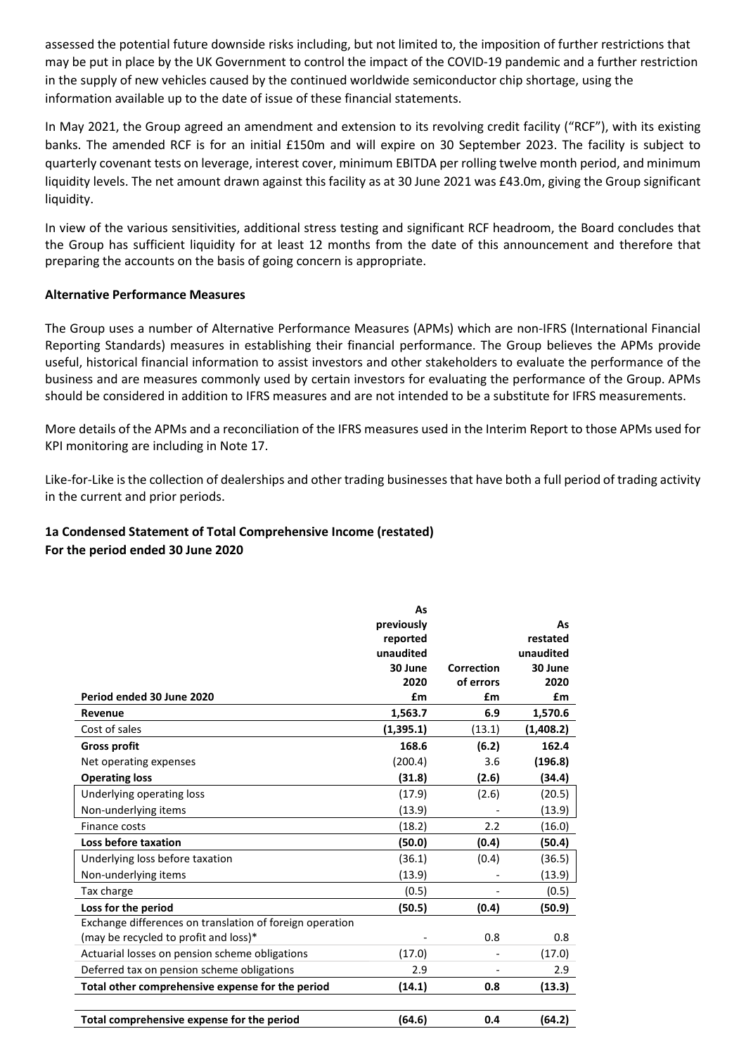assessed the potential future downside risks including, but not limited to, the imposition of further restrictions that may be put in place by the UK Government to control the impact of the COVID-19 pandemic and a further restriction in the supply of new vehicles caused by the continued worldwide semiconductor chip shortage, using the information available up to the date of issue of these financial statements.

In May 2021, the Group agreed an amendment and extension to its revolving credit facility ("RCF"), with its existing banks. The amended RCF is for an initial £150m and will expire on 30 September 2023. The facility is subject to quarterly covenant tests on leverage, interest cover, minimum EBITDA per rolling twelve month period, and minimum liquidity levels. The net amount drawn against this facility as at 30 June 2021 was £43.0m, giving the Group significant liquidity.

In view of the various sensitivities, additional stress testing and significant RCF headroom, the Board concludes that the Group has sufficient liquidity for at least 12 months from the date of this announcement and therefore that preparing the accounts on the basis of going concern is appropriate.

**Alternative Performance Measures**

The Group uses a number of Alternative Performance Measures (APMs) which are non-IFRS (International Financial Reporting Standards) measures in establishing their financial performance. The Group believes the APMs provide useful, historical financial information to assist investors and other stakeholders to evaluate the performance of the business and are measures commonly used by certain investors for evaluating the performance of the Group. APMs should be considered in addition to IFRS measures and are not intended to be a substitute for IFRS measurements.

More details of the APMs and a reconciliation of the IFRS measures used in the Interim Report to those APMs used for KPI monitoring are including in Note 17.

Like-for-Like is the collection of dealerships and other trading businesses that have both a full period of trading activity in the current and prior periods.

**1a Condensed Statement of Total Comprehensive Income (restated)**
**For the period ended 30 June 2020**

| Period ended 30 June 2020 | As previously reported unaudited 30 June 2020 £m | Correction of errors £m | As restated unaudited 30 June 2020 £m |
|---|---|---|---|
| **Revenue** | **1,563.7** | **6.9** | **1,570.6** |
| Cost of sales | **(1,395.1)** | (13.1) | **(1,408.2)** |
| **Gross profit** | **168.6** | **(6.2)** | **162.4** |
| Net operating expenses | (200.4) | 3.6 | **(196.8)** |
| **Operating loss** | **(31.8)** | **(2.6)** | **(34.4)** |
| Underlying operating loss | (17.9) | (2.6) | (20.5) |
| Non-underlying items | (13.9) | - | (13.9) |
| Finance costs | (18.2) | 2.2 | (16.0) |
| **Loss before taxation** | **(50.0)** | **(0.4)** | **(50.4)** |
| Underlying loss before taxation | (36.1) | (0.4) | (36.5) |
| Non-underlying items | (13.9) | - | (13.9) |
| Tax charge | (0.5) | - | (0.5) |
| **Loss for the period** | **(50.5)** | **(0.4)** | **(50.9)** |
| Exchange differences on translation of foreign operation (may be recycled to profit and loss)* | - | 0.8 | 0.8 |
| Actuarial losses on pension scheme obligations | (17.0) | - | (17.0) |
| Deferred tax on pension scheme obligations | 2.9 | - | 2.9 |
| **Total other comprehensive expense for the period** | **(14.1)** | **0.8** | **(13.3)** |
| **Total comprehensive expense for the period** | **(64.6)** | **0.4** | **(64.2)** |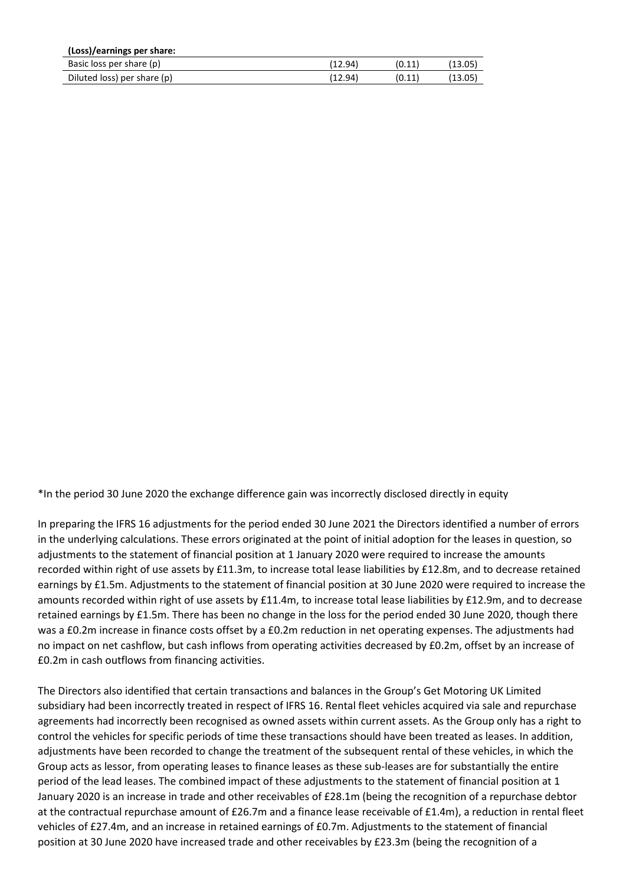| (Loss)/earnings per share: | | | |
|---|---|---|---|
| Basic loss per share (p) | (12.94) | (0.11) | (13.05) |
| Diluted loss) per share (p) | (12.94) | (0.11) | (13.05) |

*In the period 30 June 2020 the exchange difference gain was incorrectly disclosed directly in equity

In preparing the IFRS 16 adjustments for the period ended 30 June 2021 the Directors identified a number of errors in the underlying calculations. These errors originated at the point of initial adoption for the leases in question, so adjustments to the statement of financial position at 1 January 2020 were required to increase the amounts recorded within right of use assets by £11.3m, to increase total lease liabilities by £12.8m, and to decrease retained earnings by £1.5m. Adjustments to the statement of financial position at 30 June 2020 were required to increase the amounts recorded within right of use assets by £11.4m, to increase total lease liabilities by £12.9m, and to decrease retained earnings by £1.5m. There has been no change in the loss for the period ended 30 June 2020, though there was a £0.2m increase in finance costs offset by a £0.2m reduction in net operating expenses. The adjustments had no impact on net cashflow, but cash inflows from operating activities decreased by £0.2m, offset by an increase of £0.2m in cash outflows from financing activities.

The Directors also identified that certain transactions and balances in the Group's Get Motoring UK Limited subsidiary had been incorrectly treated in respect of IFRS 16. Rental fleet vehicles acquired via sale and repurchase agreements had incorrectly been recognised as owned assets within current assets. As the Group only has a right to control the vehicles for specific periods of time these transactions should have been treated as leases. In addition, adjustments have been recorded to change the treatment of the subsequent rental of these vehicles, in which the Group acts as lessor, from operating leases to finance leases as these sub-leases are for substantially the entire period of the lead leases. The combined impact of these adjustments to the statement of financial position at 1 January 2020 is an increase in trade and other receivables of £28.1m (being the recognition of a repurchase debtor at the contractual repurchase amount of £26.7m and a finance lease receivable of £1.4m), a reduction in rental fleet vehicles of £27.4m, and an increase in retained earnings of £0.7m. Adjustments to the statement of financial position at 30 June 2020 have increased trade and other receivables by £23.3m (being the recognition of a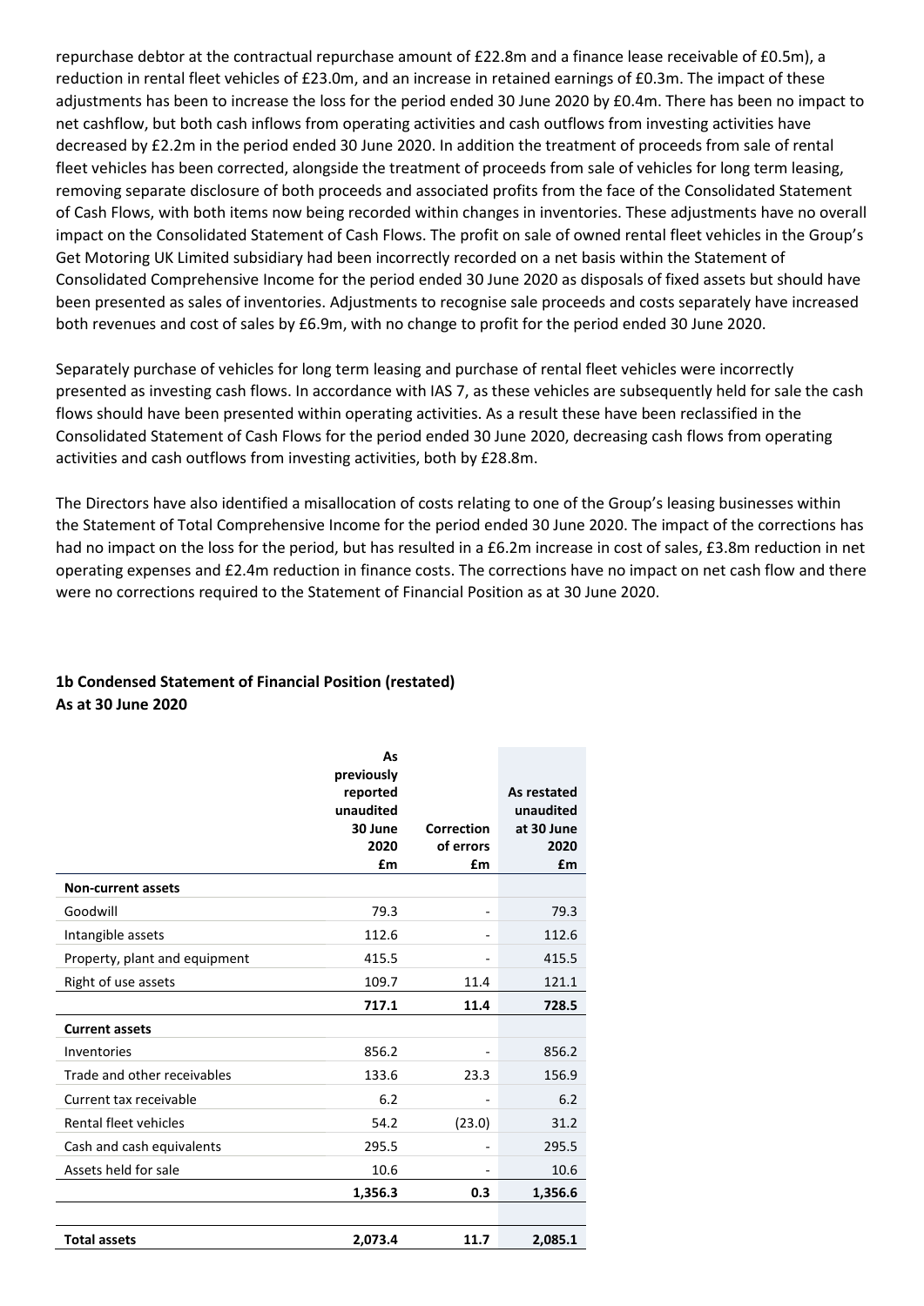repurchase debtor at the contractual repurchase amount of £22.8m and a finance lease receivable of £0.5m), a reduction in rental fleet vehicles of £23.0m, and an increase in retained earnings of £0.3m. The impact of these adjustments has been to increase the loss for the period ended 30 June 2020 by £0.4m. There has been no impact to net cashflow, but both cash inflows from operating activities and cash outflows from investing activities have decreased by £2.2m in the period ended 30 June 2020. In addition the treatment of proceeds from sale of rental fleet vehicles has been corrected, alongside the treatment of proceeds from sale of vehicles for long term leasing, removing separate disclosure of both proceeds and associated profits from the face of the Consolidated Statement of Cash Flows, with both items now being recorded within changes in inventories. These adjustments have no overall impact on the Consolidated Statement of Cash Flows. The profit on sale of owned rental fleet vehicles in the Group's Get Motoring UK Limited subsidiary had been incorrectly recorded on a net basis within the Statement of Consolidated Comprehensive Income for the period ended 30 June 2020 as disposals of fixed assets but should have been presented as sales of inventories. Adjustments to recognise sale proceeds and costs separately have increased both revenues and cost of sales by £6.9m, with no change to profit for the period ended 30 June 2020.

Separately purchase of vehicles for long term leasing and purchase of rental fleet vehicles were incorrectly presented as investing cash flows. In accordance with IAS 7, as these vehicles are subsequently held for sale the cash flows should have been presented within operating activities. As a result these have been reclassified in the Consolidated Statement of Cash Flows for the period ended 30 June 2020, decreasing cash flows from operating activities and cash outflows from investing activities, both by £28.8m.

The Directors have also identified a misallocation of costs relating to one of the Group's leasing businesses within the Statement of Total Comprehensive Income for the period ended 30 June 2020. The impact of the corrections has had no impact on the loss for the period, but has resulted in a £6.2m increase in cost of sales, £3.8m reduction in net operating expenses and £2.4m reduction in finance costs. The corrections have no impact on net cash flow and there were no corrections required to the Statement of Financial Position as at 30 June 2020.

**1b Condensed Statement of Financial Position (restated)**
**As at 30 June 2020**

| | As previously reported unaudited 30 June 2020 £m | Correction of errors £m | As restated unaudited at 30 June 2020 £m |
|---|---|---|---|
| **Non-current assets** | | | |
| Goodwill | 79.3 | - | 79.3 |
| Intangible assets | 112.6 | - | 112.6 |
| Property, plant and equipment | 415.5 | - | 415.5 |
| Right of use assets | 109.7 | 11.4 | 121.1 |
| | **717.1** | **11.4** | **728.5** |
| **Current assets** | | | |
| Inventories | 856.2 | - | 856.2 |
| Trade and other receivables | 133.6 | 23.3 | 156.9 |
| Current tax receivable | 6.2 | - | 6.2 |
| Rental fleet vehicles | 54.2 | (23.0) | 31.2 |
| Cash and cash equivalents | 295.5 | - | 295.5 |
| Assets held for sale | 10.6 | - | 10.6 |
| | **1,356.3** | **0.3** | **1,356.6** |
| | | | |
| **Total assets** | **2,073.4** | **11.7** | **2,085.1** |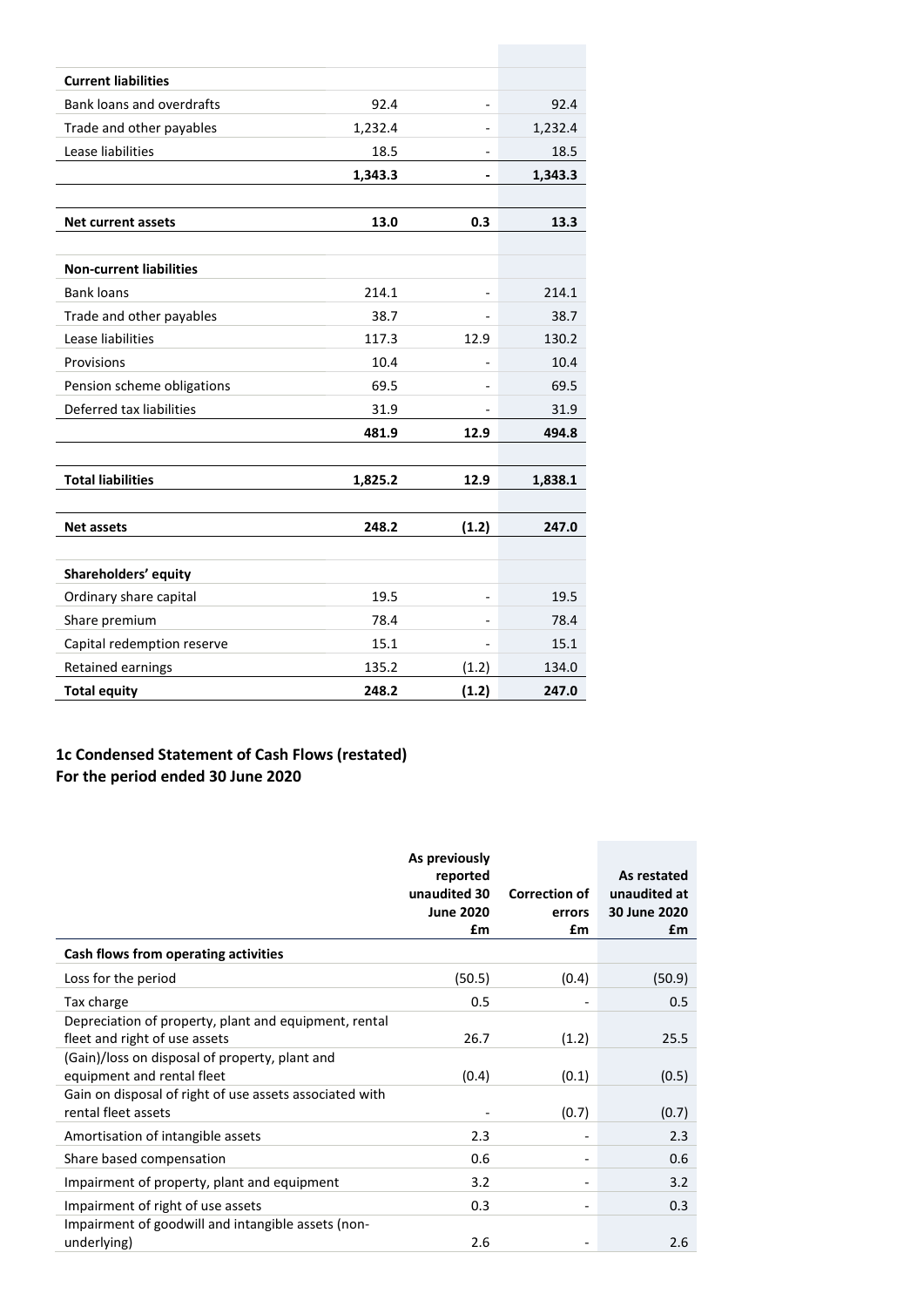| | | | |
|---|---|---|---|
| **Current liabilities** | | | |
| Bank loans and overdrafts | 92.4 | - | 92.4 |
| Trade and other payables | 1,232.4 | - | 1,232.4 |
| Lease liabilities | 18.5 | - | 18.5 |
| | **1,343.3** | **-** | **1,343.3** |
| | | | |
| **Net current assets** | **13.0** | **0.3** | **13.3** |
| | | | |
| **Non-current liabilities** | | | |
| Bank loans | 214.1 | - | 214.1 |
| Trade and other payables | 38.7 | - | 38.7 |
| Lease liabilities | 117.3 | 12.9 | 130.2 |
| Provisions | 10.4 | - | 10.4 |
| Pension scheme obligations | 69.5 | - | 69.5 |
| Deferred tax liabilities | 31.9 | - | 31.9 |
| | **481.9** | **12.9** | **494.8** |
| | | | |
| **Total liabilities** | **1,825.2** | **12.9** | **1,838.1** |
| | | | |
| **Net assets** | **248.2** | **(1.2)** | **247.0** |
| | | | |
| **Shareholders' equity** | | | |
| Ordinary share capital | 19.5 | - | 19.5 |
| Share premium | 78.4 | - | 78.4 |
| Capital redemption reserve | 15.1 | - | 15.1 |
| Retained earnings | 135.2 | (1.2) | 134.0 |
| **Total equity** | **248.2** | **(1.2)** | **247.0** |

## 1c Condensed Statement of Cash Flows (restated)
## For the period ended 30 June 2020

| | As previously reported unaudited 30 June 2020 £m | Correction of errors £m | As restated unaudited at 30 June 2020 £m |
|---|---|---|---|
| **Cash flows from operating activities** | | | |
| Loss for the period | (50.5) | (0.4) | (50.9) |
| Tax charge | 0.5 | - | 0.5 |
| Depreciation of property, plant and equipment, rental fleet and right of use assets | 26.7 | (1.2) | 25.5 |
| (Gain)/loss on disposal of property, plant and equipment and rental fleet | (0.4) | (0.1) | (0.5) |
| Gain on disposal of right of use assets associated with rental fleet assets | - | (0.7) | (0.7) |
| Amortisation of intangible assets | 2.3 | - | 2.3 |
| Share based compensation | 0.6 | - | 0.6 |
| Impairment of property, plant and equipment | 3.2 | - | 3.2 |
| Impairment of right of use assets | 0.3 | - | 0.3 |
| Impairment of goodwill and intangible assets (non-underlying) | 2.6 | - | 2.6 |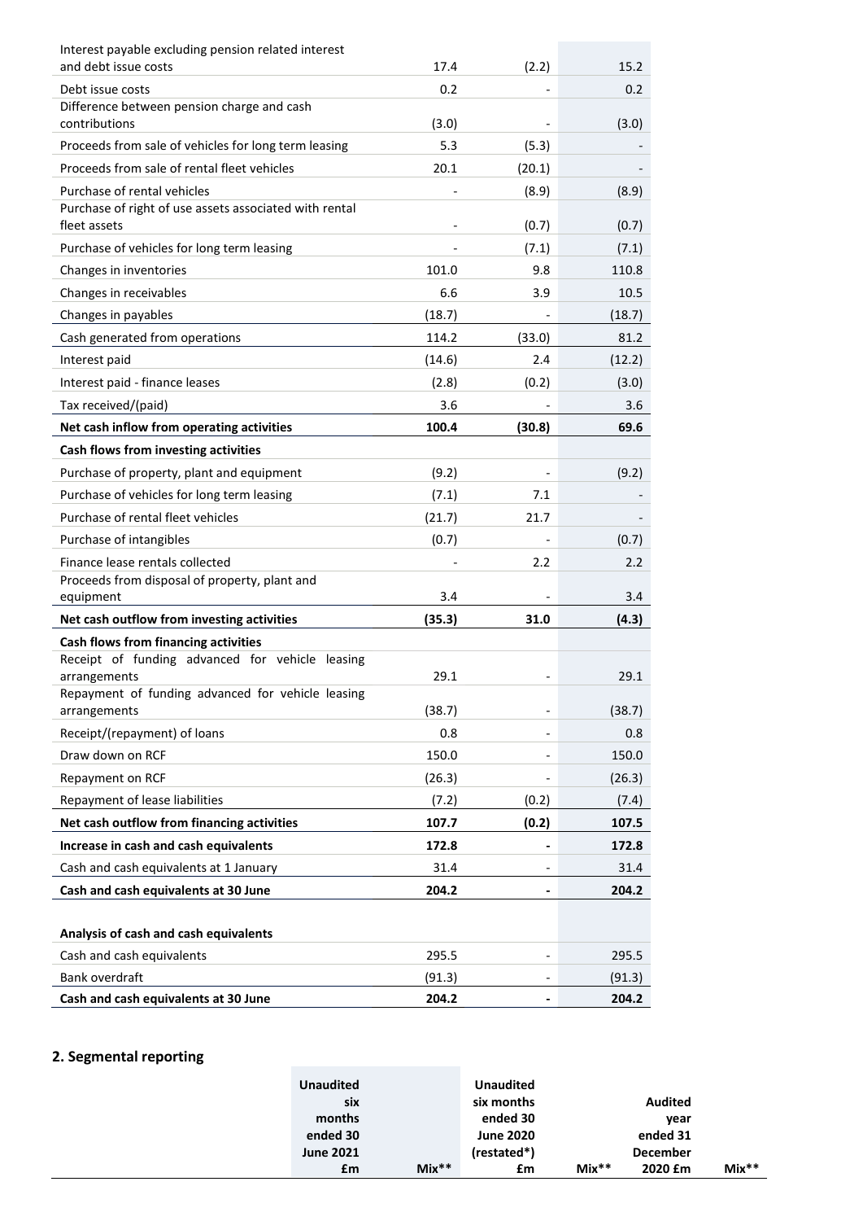| | | | |
|---|---|---|---|
| Interest payable excluding pension related interest and debt issue costs | 17.4 | (2.2) | 15.2 |
| Debt issue costs | 0.2 | - | 0.2 |
| Difference between pension charge and cash contributions | (3.0) | - | (3.0) |
| Proceeds from sale of vehicles for long term leasing | 5.3 | (5.3) | - |
| Proceeds from sale of rental fleet vehicles | 20.1 | (20.1) | - |
| Purchase of rental vehicles | - | (8.9) | (8.9) |
| Purchase of right of use assets associated with rental fleet assets | - | (0.7) | (0.7) |
| Purchase of vehicles for long term leasing | - | (7.1) | (7.1) |
| Changes in inventories | 101.0 | 9.8 | 110.8 |
| Changes in receivables | 6.6 | 3.9 | 10.5 |
| Changes in payables | (18.7) | - | (18.7) |
| Cash generated from operations | 114.2 | (33.0) | 81.2 |
| Interest paid | (14.6) | 2.4 | (12.2) |
| Interest paid - finance leases | (2.8) | (0.2) | (3.0) |
| Tax received/(paid) | 3.6 | - | 3.6 |
| **Net cash inflow from operating activities** | **100.4** | **(30.8)** | **69.6** |
| **Cash flows from investing activities** | | | |
| Purchase of property, plant and equipment | (9.2) | - | (9.2) |
| Purchase of vehicles for long term leasing | (7.1) | 7.1 | - |
| Purchase of rental fleet vehicles | (21.7) | 21.7 | - |
| Purchase of intangibles | (0.7) | - | (0.7) |
| Finance lease rentals collected | - | 2.2 | 2.2 |
| Proceeds from disposal of property, plant and equipment | 3.4 | - | 3.4 |
| **Net cash outflow from investing activities** | **(35.3)** | **31.0** | **(4.3)** |
| **Cash flows from financing activities** | | | |
| Receipt of funding advanced for vehicle leasing arrangements | 29.1 | - | 29.1 |
| Repayment of funding advanced for vehicle leasing arrangements | (38.7) | - | (38.7) |
| Receipt/(repayment) of loans | 0.8 | - | 0.8 |
| Draw down on RCF | 150.0 | - | 150.0 |
| Repayment on RCF | (26.3) | - | (26.3) |
| Repayment of lease liabilities | (7.2) | (0.2) | (7.4) |
| **Net cash outflow from financing activities** | **107.7** | **(0.2)** | **107.5** |
| **Increase in cash and cash equivalents** | **172.8** | **-** | **172.8** |
| Cash and cash equivalents at 1 January | 31.4 | - | 31.4 |
| **Cash and cash equivalents at 30 June** | **204.2** | **-** | **204.2** |
| | | | |
| **Analysis of cash and cash equivalents** | | | |
| Cash and cash equivalents | 295.5 | - | 295.5 |
| Bank overdraft | (91.3) | - | (91.3) |
| **Cash and cash equivalents at 30 June** | **204.2** | **-** | **204.2** |

## 2. Segmental reporting

| | **Unaudited six months ended 30 June 2021 £m** | **Mix\*\*** | **Unaudited six months ended 30 June 2020 (restated\*) £m** | **Mix\*\*** | **Audited year ended 31 December 2020 £m** | **Mix\*\*** |
|---|---|---|---|---|---|---|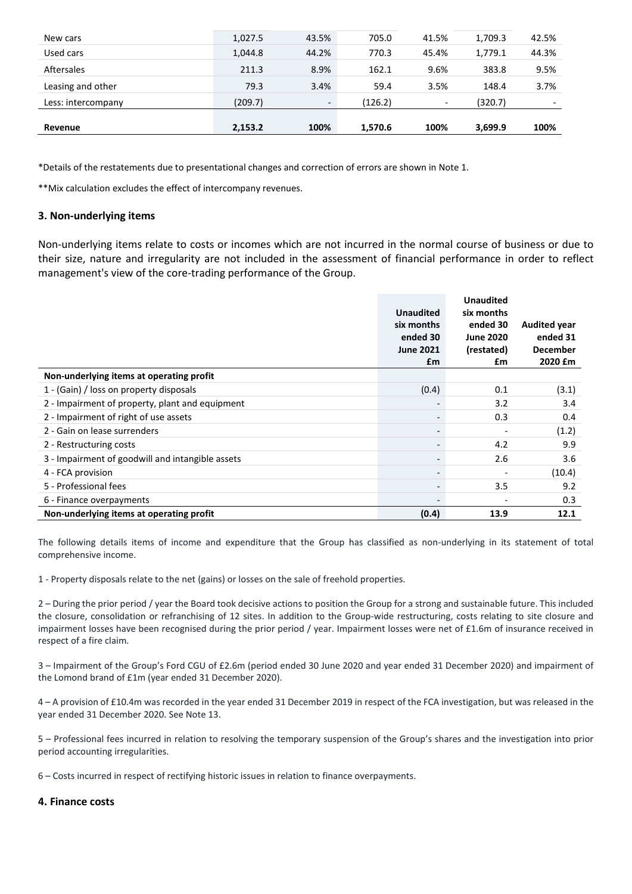| | | | | | | |
|---|---|---|---|---|---|---|
| New cars | 1,027.5 | 43.5% | 705.0 | 41.5% | 1,709.3 | 42.5% |
| Used cars | 1,044.8 | 44.2% | 770.3 | 45.4% | 1,779.1 | 44.3% |
| Aftersales | 211.3 | 8.9% | 162.1 | 9.6% | 383.8 | 9.5% |
| Leasing and other | 79.3 | 3.4% | 59.4 | 3.5% | 148.4 | 3.7% |
| Less: intercompany | (209.7) | - | (126.2) | - | (320.7) | - |
| **Revenue** | **2,153.2** | **100%** | **1,570.6** | **100%** | **3,699.9** | **100%** |

*Details of the restatements due to presentational changes and correction of errors are shown in Note 1.

**Mix calculation excludes the effect of intercompany revenues.

### 3. Non-underlying items

Non-underlying items relate to costs or incomes which are not incurred in the normal course of business or due to their size, nature and irregularity are not included in the assessment of financial performance in order to reflect management's view of the core-trading performance of the Group.

| | Unaudited six months ended 30 June 2021 £m | Unaudited six months ended 30 June 2020 (restated) £m | Audited year ended 31 December 2020 £m |
|---|---|---|---|
| **Non-underlying items at operating profit** | | | |
| 1 - (Gain) / loss on property disposals | (0.4) | 0.1 | (3.1) |
| 2 - Impairment of property, plant and equipment | - | 3.2 | 3.4 |
| 2 - Impairment of right of use assets | - | 0.3 | 0.4 |
| 2 - Gain on lease surrenders | - | - | (1.2) |
| 2 - Restructuring costs | - | 4.2 | 9.9 |
| 3 - Impairment of goodwill and intangible assets | - | 2.6 | 3.6 |
| 4 - FCA provision | - | - | (10.4) |
| 5 - Professional fees | - | 3.5 | 9.2 |
| 6 - Finance overpayments | - | - | 0.3 |
| **Non-underlying items at operating profit** | **(0.4)** | **13.9** | **12.1** |

The following details items of income and expenditure that the Group has classified as non-underlying in its statement of total comprehensive income.

1 - Property disposals relate to the net (gains) or losses on the sale of freehold properties.

2 – During the prior period / year the Board took decisive actions to position the Group for a strong and sustainable future. This included the closure, consolidation or refranchising of 12 sites. In addition to the Group-wide restructuring, costs relating to site closure and impairment losses have been recognised during the prior period / year. Impairment losses were net of £1.6m of insurance received in respect of a fire claim.

3 – Impairment of the Group's Ford CGU of £2.6m (period ended 30 June 2020 and year ended 31 December 2020) and impairment of the Lomond brand of £1m (year ended 31 December 2020).

4 – A provision of £10.4m was recorded in the year ended 31 December 2019 in respect of the FCA investigation, but was released in the year ended 31 December 2020. See Note 13.

5 – Professional fees incurred in relation to resolving the temporary suspension of the Group's shares and the investigation into prior period accounting irregularities.

6 – Costs incurred in respect of rectifying historic issues in relation to finance overpayments.

### 4. Finance costs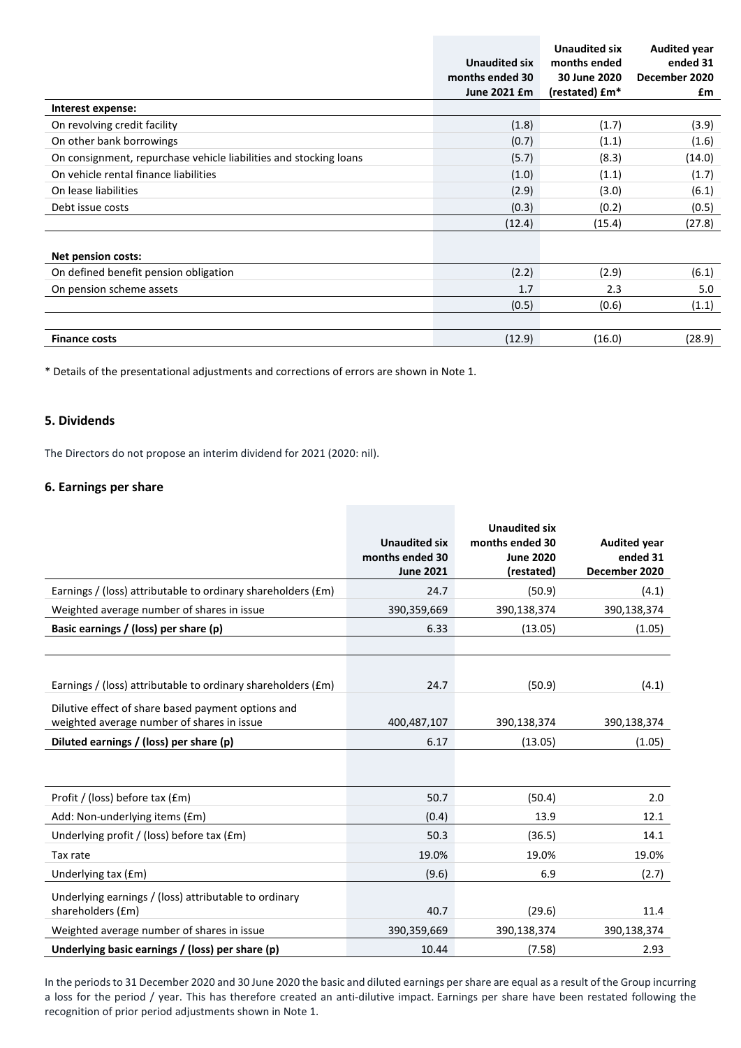| | Unaudited six months ended 30 June 2021 £m | Unaudited six months ended 30 June 2020 (restated) £m* | Audited year ended 31 December 2020 £m |
|---|---|---|---|
| **Interest expense:** | | | |
| On revolving credit facility | (1.8) | (1.7) | (3.9) |
| On other bank borrowings | (0.7) | (1.1) | (1.6) |
| On consignment, repurchase vehicle liabilities and stocking loans | (5.7) | (8.3) | (14.0) |
| On vehicle rental finance liabilities | (1.0) | (1.1) | (1.7) |
| On lease liabilities | (2.9) | (3.0) | (6.1) |
| Debt issue costs | (0.3) | (0.2) | (0.5) |
| | (12.4) | (15.4) | (27.8) |
| | | | |
| **Net pension costs:** | | | |
| On defined benefit pension obligation | (2.2) | (2.9) | (6.1) |
| On pension scheme assets | 1.7 | 2.3 | 5.0 |
| | (0.5) | (0.6) | (1.1) |
| | | | |
| **Finance costs** | (12.9) | (16.0) | (28.9) |

\* Details of the presentational adjustments and corrections of errors are shown in Note 1.

## 5. Dividends

The Directors do not propose an interim dividend for 2021 (2020: nil).

## 6. Earnings per share

| | Unaudited six months ended 30 June 2021 | Unaudited six months ended 30 June 2020 (restated) | Audited year ended 31 December 2020 |
|---|---|---|---|
| Earnings / (loss) attributable to ordinary shareholders (£m) | 24.7 | (50.9) | (4.1) |
| Weighted average number of shares in issue | 390,359,669 | 390,138,374 | 390,138,374 |
| **Basic earnings / (loss) per share (p)** | 6.33 | (13.05) | (1.05) |
| | | | |
| Earnings / (loss) attributable to ordinary shareholders (£m) | 24.7 | (50.9) | (4.1) |
| Dilutive effect of share based payment options and weighted average number of shares in issue | 400,487,107 | 390,138,374 | 390,138,374 |
| **Diluted earnings / (loss) per share (p)** | 6.17 | (13.05) | (1.05) |
| | | | |
| Profit / (loss) before tax (£m) | 50.7 | (50.4) | 2.0 |
| Add: Non-underlying items (£m) | (0.4) | 13.9 | 12.1 |
| Underlying profit / (loss) before tax (£m) | 50.3 | (36.5) | 14.1 |
| Tax rate | 19.0% | 19.0% | 19.0% |
| Underlying tax (£m) | (9.6) | 6.9 | (2.7) |
| Underlying earnings / (loss) attributable to ordinary shareholders (£m) | 40.7 | (29.6) | 11.4 |
| Weighted average number of shares in issue | 390,359,669 | 390,138,374 | 390,138,374 |
| **Underlying basic earnings / (loss) per share (p)** | 10.44 | (7.58) | 2.93 |

In the periods to 31 December 2020 and 30 June 2020 the basic and diluted earnings per share are equal as a result of the Group incurring a loss for the period / year. This has therefore created an anti-dilutive impact. Earnings per share have been restated following the recognition of prior period adjustments shown in Note 1.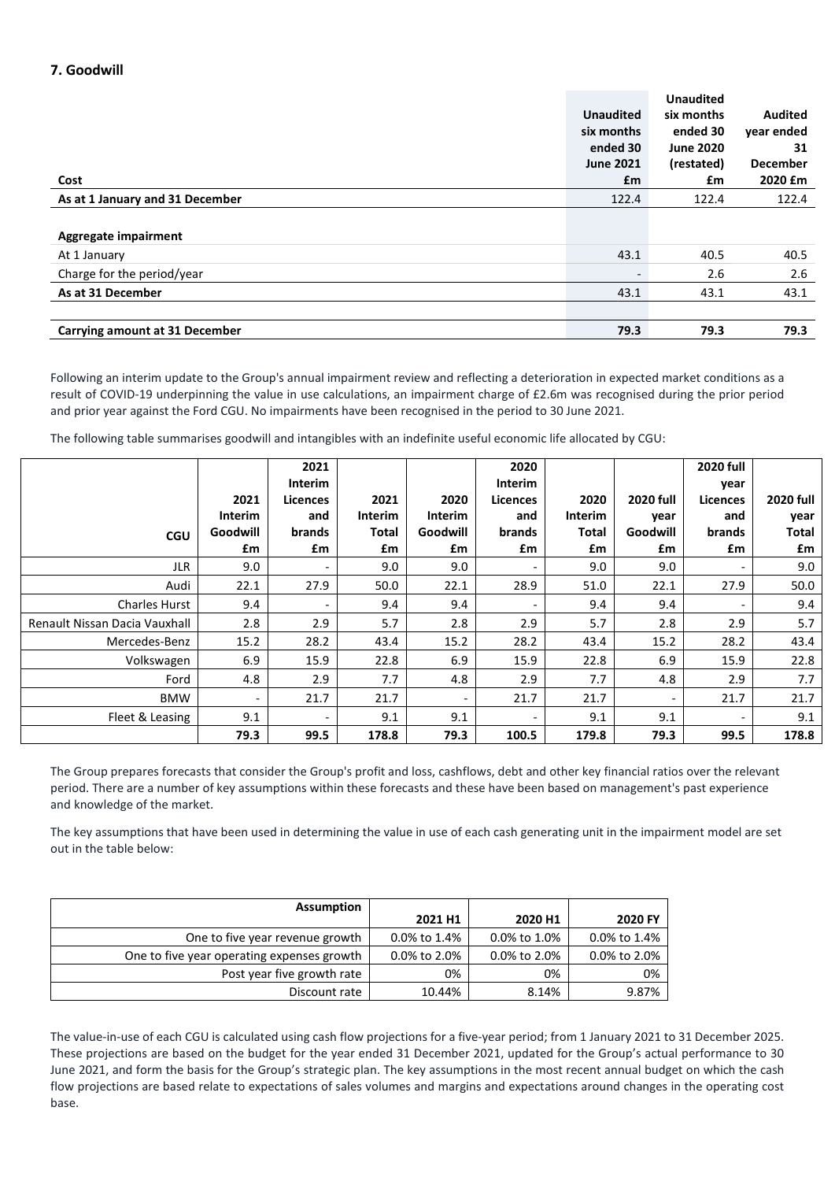## 7. Goodwill

| Cost | Unaudited six months ended 30 June 2021 £m | Unaudited six months ended 30 June 2020 (restated) £m | Audited year ended 31 December 2020 £m |
|---|---|---|---|
| **As at 1 January and 31 December** | 122.4 | 122.4 | 122.4 |
| | | | |
| **Aggregate impairment** | | | |
| At 1 January | 43.1 | 40.5 | 40.5 |
| Charge for the period/year | - | 2.6 | 2.6 |
| **As at 31 December** | 43.1 | 43.1 | 43.1 |
| | | | |
| **Carrying amount at 31 December** | **79.3** | **79.3** | **79.3** |

Following an interim update to the Group's annual impairment review and reflecting a deterioration in expected market conditions as a result of COVID-19 underpinning the value in use calculations, an impairment charge of £2.6m was recognised during the prior period and prior year against the Ford CGU. No impairments have been recognised in the period to 30 June 2021.

The following table summarises goodwill and intangibles with an indefinite useful economic life allocated by CGU:

| CGU | 2021 Interim Goodwill £m | 2021 Interim Licences and brands £m | 2021 Interim Total £m | 2020 Interim Goodwill £m | 2020 Interim Licences and brands £m | 2020 Interim Total £m | 2020 full year Goodwill £m | 2020 full year Licences and brands £m | 2020 full year Total £m |
|---|---|---|---|---|---|---|---|---|---|
| JLR | 9.0 | - | 9.0 | 9.0 | - | 9.0 | 9.0 | - | 9.0 |
| Audi | 22.1 | 27.9 | 50.0 | 22.1 | 28.9 | 51.0 | 22.1 | 27.9 | 50.0 |
| Charles Hurst | 9.4 | - | 9.4 | 9.4 | - | 9.4 | 9.4 | - | 9.4 |
| Renault Nissan Dacia Vauxhall | 2.8 | 2.9 | 5.7 | 2.8 | 2.9 | 5.7 | 2.8 | 2.9 | 5.7 |
| Mercedes-Benz | 15.2 | 28.2 | 43.4 | 15.2 | 28.2 | 43.4 | 15.2 | 28.2 | 43.4 |
| Volkswagen | 6.9 | 15.9 | 22.8 | 6.9 | 15.9 | 22.8 | 6.9 | 15.9 | 22.8 |
| Ford | 4.8 | 2.9 | 7.7 | 4.8 | 2.9 | 7.7 | 4.8 | 2.9 | 7.7 |
| BMW | - | 21.7 | 21.7 | - | 21.7 | 21.7 | - | 21.7 | 21.7 |
| Fleet & Leasing | 9.1 | - | 9.1 | 9.1 | - | 9.1 | 9.1 | - | 9.1 |
| | **79.3** | **99.5** | **178.8** | **79.3** | **100.5** | **179.8** | **79.3** | **99.5** | **178.8** |

The Group prepares forecasts that consider the Group's profit and loss, cashflows, debt and other key financial ratios over the relevant period. There are a number of key assumptions within these forecasts and these have been based on management's past experience and knowledge of the market.

The key assumptions that have been used in determining the value in use of each cash generating unit in the impairment model are set out in the table below:

| Assumption | 2021 H1 | 2020 H1 | 2020 FY |
|---|---|---|---|
| One to five year revenue growth | 0.0% to 1.4% | 0.0% to 1.0% | 0.0% to 1.4% |
| One to five year operating expenses growth | 0.0% to 2.0% | 0.0% to 2.0% | 0.0% to 2.0% |
| Post year five growth rate | 0% | 0% | 0% |
| Discount rate | 10.44% | 8.14% | 9.87% |

The value-in-use of each CGU is calculated using cash flow projections for a five-year period; from 1 January 2021 to 31 December 2025. These projections are based on the budget for the year ended 31 December 2021, updated for the Group's actual performance to 30 June 2021, and form the basis for the Group's strategic plan. The key assumptions in the most recent annual budget on which the cash flow projections are based relate to expectations of sales volumes and margins and expectations around changes in the operating cost base.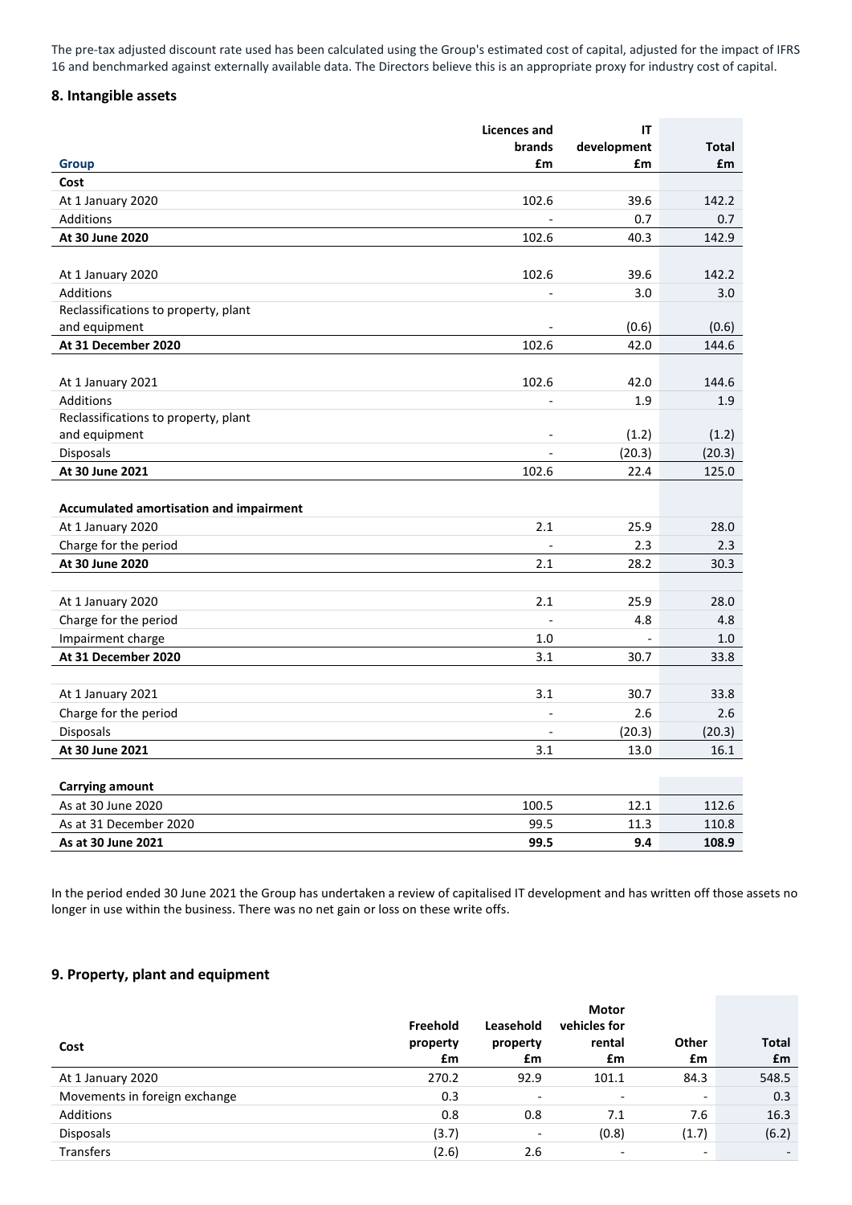The pre-tax adjusted discount rate used has been calculated using the Group's estimated cost of capital, adjusted for the impact of IFRS 16 and benchmarked against externally available data. The Directors believe this is an appropriate proxy for industry cost of capital.

## 8. Intangible assets

| Group | Licences and brands £m | IT development £m | Total £m |
|---|---|---|---|
| **Cost** | | | |
| At 1 January 2020 | 102.6 | 39.6 | 142.2 |
| Additions | - | 0.7 | 0.7 |
| **At 30 June 2020** | 102.6 | 40.3 | 142.9 |
| | | | |
| At 1 January 2020 | 102.6 | 39.6 | 142.2 |
| Additions | - | 3.0 | 3.0 |
| Reclassifications to property, plant and equipment | - | (0.6) | (0.6) |
| **At 31 December 2020** | 102.6 | 42.0 | 144.6 |
| | | | |
| At 1 January 2021 | 102.6 | 42.0 | 144.6 |
| Additions | - | 1.9 | 1.9 |
| Reclassifications to property, plant and equipment | - | (1.2) | (1.2) |
| Disposals | - | (20.3) | (20.3) |
| **At 30 June 2021** | 102.6 | 22.4 | 125.0 |
| | | | |
| **Accumulated amortisation and impairment** | | | |
| At 1 January 2020 | 2.1 | 25.9 | 28.0 |
| Charge for the period | - | 2.3 | 2.3 |
| **At 30 June 2020** | 2.1 | 28.2 | 30.3 |
| | | | |
| At 1 January 2020 | 2.1 | 25.9 | 28.0 |
| Charge for the period | - | 4.8 | 4.8 |
| Impairment charge | 1.0 | - | 1.0 |
| **At 31 December 2020** | 3.1 | 30.7 | 33.8 |
| | | | |
| At 1 January 2021 | 3.1 | 30.7 | 33.8 |
| Charge for the period | - | 2.6 | 2.6 |
| Disposals | - | (20.3) | (20.3) |
| **At 30 June 2021** | 3.1 | 13.0 | 16.1 |
| | | | |
| **Carrying amount** | | | |
| As at 30 June 2020 | 100.5 | 12.1 | 112.6 |
| As at 31 December 2020 | 99.5 | 11.3 | 110.8 |
| **As at 30 June 2021** | **99.5** | **9.4** | **108.9** |

In the period ended 30 June 2021 the Group has undertaken a review of capitalised IT development and has written off those assets no longer in use within the business. There was no net gain or loss on these write offs.

## 9. Property, plant and equipment

| Cost | Freehold property £m | Leasehold property £m | Motor vehicles for rental £m | Other £m | Total £m |
|---|---|---|---|---|---|
| At 1 January 2020 | 270.2 | 92.9 | 101.1 | 84.3 | 548.5 |
| Movements in foreign exchange | 0.3 | - | - | - | 0.3 |
| Additions | 0.8 | 0.8 | 7.1 | 7.6 | 16.3 |
| Disposals | (3.7) | - | (0.8) | (1.7) | (6.2) |
| Transfers | (2.6) | 2.6 | - | - | - |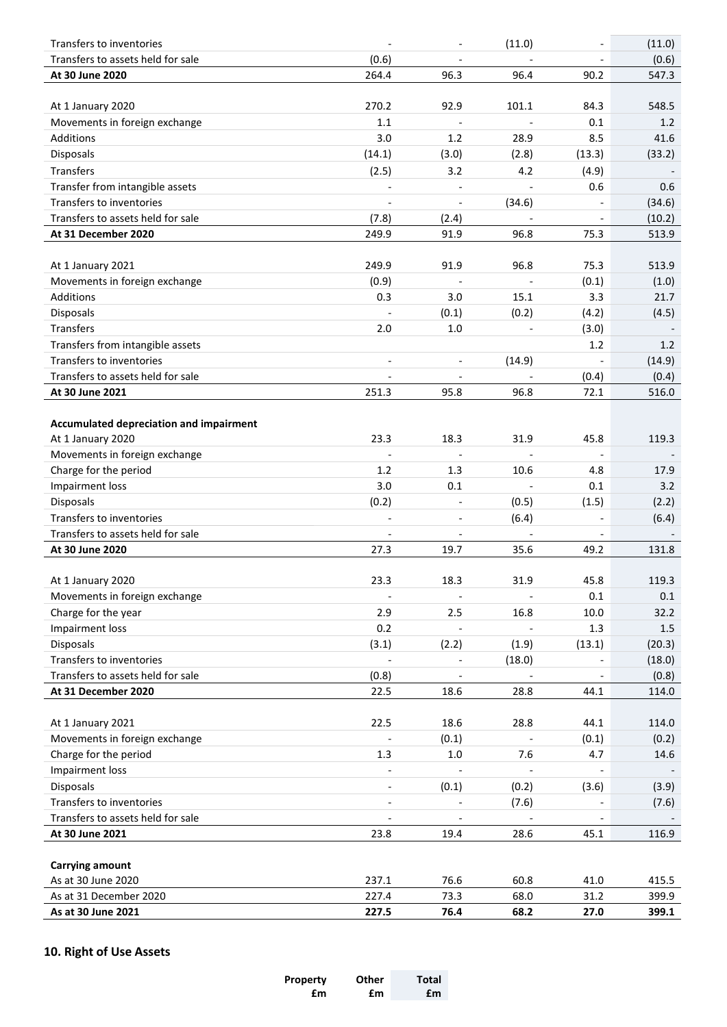| | | | | | |
|---|---|---|---|---|---|
| Transfers to inventories | - | - | (11.0) | - | (11.0) |
| Transfers to assets held for sale | (0.6) | - | - | - | (0.6) |
| **At 30 June 2020** | 264.4 | 96.3 | 96.4 | 90.2 | 547.3 |
| | | | | | |
| At 1 January 2020 | 270.2 | 92.9 | 101.1 | 84.3 | 548.5 |
| Movements in foreign exchange | 1.1 | - | - | 0.1 | 1.2 |
| Additions | 3.0 | 1.2 | 28.9 | 8.5 | 41.6 |
| Disposals | (14.1) | (3.0) | (2.8) | (13.3) | (33.2) |
| Transfers | (2.5) | 3.2 | 4.2 | (4.9) | - |
| Transfer from intangible assets | - | - | - | 0.6 | 0.6 |
| Transfers to inventories | - | - | (34.6) | - | (34.6) |
| Transfers to assets held for sale | (7.8) | (2.4) | - | - | (10.2) |
| **At 31 December 2020** | 249.9 | 91.9 | 96.8 | 75.3 | 513.9 |
| | | | | | |
| At 1 January 2021 | 249.9 | 91.9 | 96.8 | 75.3 | 513.9 |
| Movements in foreign exchange | (0.9) | - | - | (0.1) | (1.0) |
| Additions | 0.3 | 3.0 | 15.1 | 3.3 | 21.7 |
| Disposals | - | (0.1) | (0.2) | (4.2) | (4.5) |
| Transfers | 2.0 | 1.0 | - | (3.0) | - |
| Transfers from intangible assets | | | | 1.2 | 1.2 |
| Transfers to inventories | - | - | (14.9) | - | (14.9) |
| Transfers to assets held for sale | - | - | - | (0.4) | (0.4) |
| **At 30 June 2021** | 251.3 | 95.8 | 96.8 | 72.1 | 516.0 |
| | | | | | |
| **Accumulated depreciation and impairment** | | | | | |
| At 1 January 2020 | 23.3 | 18.3 | 31.9 | 45.8 | 119.3 |
| Movements in foreign exchange | - | - | - | - | - |
| Charge for the period | 1.2 | 1.3 | 10.6 | 4.8 | 17.9 |
| Impairment loss | 3.0 | 0.1 | - | 0.1 | 3.2 |
| Disposals | (0.2) | - | (0.5) | (1.5) | (2.2) |
| Transfers to inventories | - | - | (6.4) | - | (6.4) |
| Transfers to assets held for sale | - | - | - | - | - |
| **At 30 June 2020** | 27.3 | 19.7 | 35.6 | 49.2 | 131.8 |
| | | | | | |
| At 1 January 2020 | 23.3 | 18.3 | 31.9 | 45.8 | 119.3 |
| Movements in foreign exchange | - | - | - | 0.1 | 0.1 |
| Charge for the year | 2.9 | 2.5 | 16.8 | 10.0 | 32.2 |
| Impairment loss | 0.2 | - | - | 1.3 | 1.5 |
| Disposals | (3.1) | (2.2) | (1.9) | (13.1) | (20.3) |
| Transfers to inventories | - | - | (18.0) | - | (18.0) |
| Transfers to assets held for sale | (0.8) | - | - | - | (0.8) |
| **At 31 December 2020** | 22.5 | 18.6 | 28.8 | 44.1 | 114.0 |
| | | | | | |
| At 1 January 2021 | 22.5 | 18.6 | 28.8 | 44.1 | 114.0 |
| Movements in foreign exchange | - | (0.1) | - | (0.1) | (0.2) |
| Charge for the period | 1.3 | 1.0 | 7.6 | 4.7 | 14.6 |
| Impairment loss | - | - | - | - | - |
| Disposals | - | (0.1) | (0.2) | (3.6) | (3.9) |
| Transfers to inventories | - | - | (7.6) | - | (7.6) |
| Transfers to assets held for sale | - | - | - | - | - |
| **At 30 June 2021** | 23.8 | 19.4 | 28.6 | 45.1 | 116.9 |
| | | | | | |
| **Carrying amount** | | | | | |
| As at 30 June 2020 | 237.1 | 76.6 | 60.8 | 41.0 | 415.5 |
| As at 31 December 2020 | 227.4 | 73.3 | 68.0 | 31.2 | 399.9 |
| **As at 30 June 2021** | **227.5** | **76.4** | **68.2** | **27.0** | **399.1** |

## 10. Right of Use Assets

| | Property £m | Other £m | Total £m |
|---|---|---|---|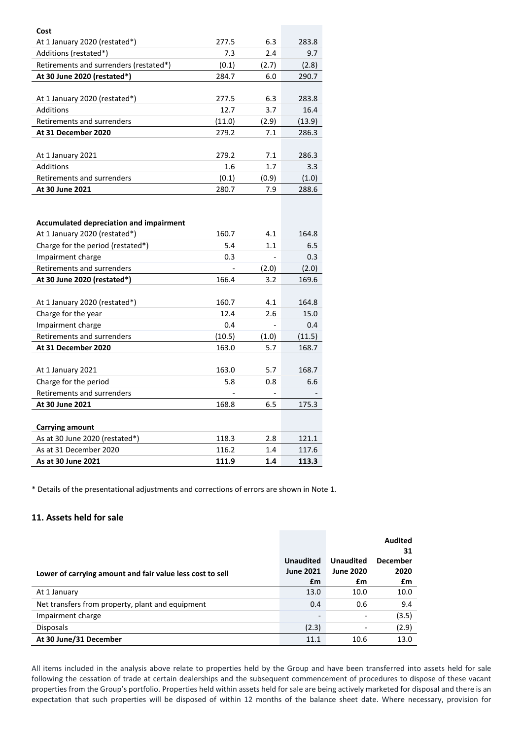| | | | |
|---|---|---|---|
| **Cost** | | | |
| At 1 January 2020 (restated*) | 277.5 | 6.3 | 283.8 |
| Additions (restated*) | 7.3 | 2.4 | 9.7 |
| Retirements and surrenders (restated*) | (0.1) | (2.7) | (2.8) |
| **At 30 June 2020 (restated*)** | 284.7 | 6.0 | 290.7 |
| | | | |
| At 1 January 2020 (restated*) | 277.5 | 6.3 | 283.8 |
| Additions | 12.7 | 3.7 | 16.4 |
| Retirements and surrenders | (11.0) | (2.9) | (13.9) |
| **At 31 December 2020** | 279.2 | 7.1 | 286.3 |
| | | | |
| At 1 January 2021 | 279.2 | 7.1 | 286.3 |
| Additions | 1.6 | 1.7 | 3.3 |
| Retirements and surrenders | (0.1) | (0.9) | (1.0) |
| **At 30 June 2021** | 280.7 | 7.9 | 288.6 |
| | | | |
| **Accumulated depreciation and impairment** | | | |
| At 1 January 2020 (restated*) | 160.7 | 4.1 | 164.8 |
| Charge for the period (restated*) | 5.4 | 1.1 | 6.5 |
| Impairment charge | 0.3 | - | 0.3 |
| Retirements and surrenders | - | (2.0) | (2.0) |
| **At 30 June 2020 (restated*)** | 166.4 | 3.2 | 169.6 |
| | | | |
| At 1 January 2020 (restated*) | 160.7 | 4.1 | 164.8 |
| Charge for the year | 12.4 | 2.6 | 15.0 |
| Impairment charge | 0.4 | - | 0.4 |
| Retirements and surrenders | (10.5) | (1.0) | (11.5) |
| **At 31 December 2020** | 163.0 | 5.7 | 168.7 |
| | | | |
| At 1 January 2021 | 163.0 | 5.7 | 168.7 |
| Charge for the period | 5.8 | 0.8 | 6.6 |
| Retirements and surrenders | - | - | - |
| **At 30 June 2021** | 168.8 | 6.5 | 175.3 |
| | | | |
| **Carrying amount** | | | |
| As at 30 June 2020 (restated*) | 118.3 | 2.8 | 121.1 |
| As at 31 December 2020 | 116.2 | 1.4 | 117.6 |
| **As at 30 June 2021** | **111.9** | **1.4** | **113.3** |

\* Details of the presentational adjustments and corrections of errors are shown in Note 1.

## 11. Assets held for sale

| Lower of carrying amount and fair value less cost to sell | Unaudited June 2021 £m | Unaudited June 2020 £m | Audited 31 December 2020 £m |
|---|---|---|---|
| At 1 January | 13.0 | 10.0 | 10.0 |
| Net transfers from property, plant and equipment | 0.4 | 0.6 | 9.4 |
| Impairment charge | - | - | (3.5) |
| Disposals | (2.3) | - | (2.9) |
| **At 30 June/31 December** | 11.1 | 10.6 | 13.0 |

All items included in the analysis above relate to properties held by the Group and have been transferred into assets held for sale following the cessation of trade at certain dealerships and the subsequent commencement of procedures to dispose of these vacant properties from the Group's portfolio. Properties held within assets held for sale are being actively marketed for disposal and there is an expectation that such properties will be disposed of within 12 months of the balance sheet date. Where necessary, provision for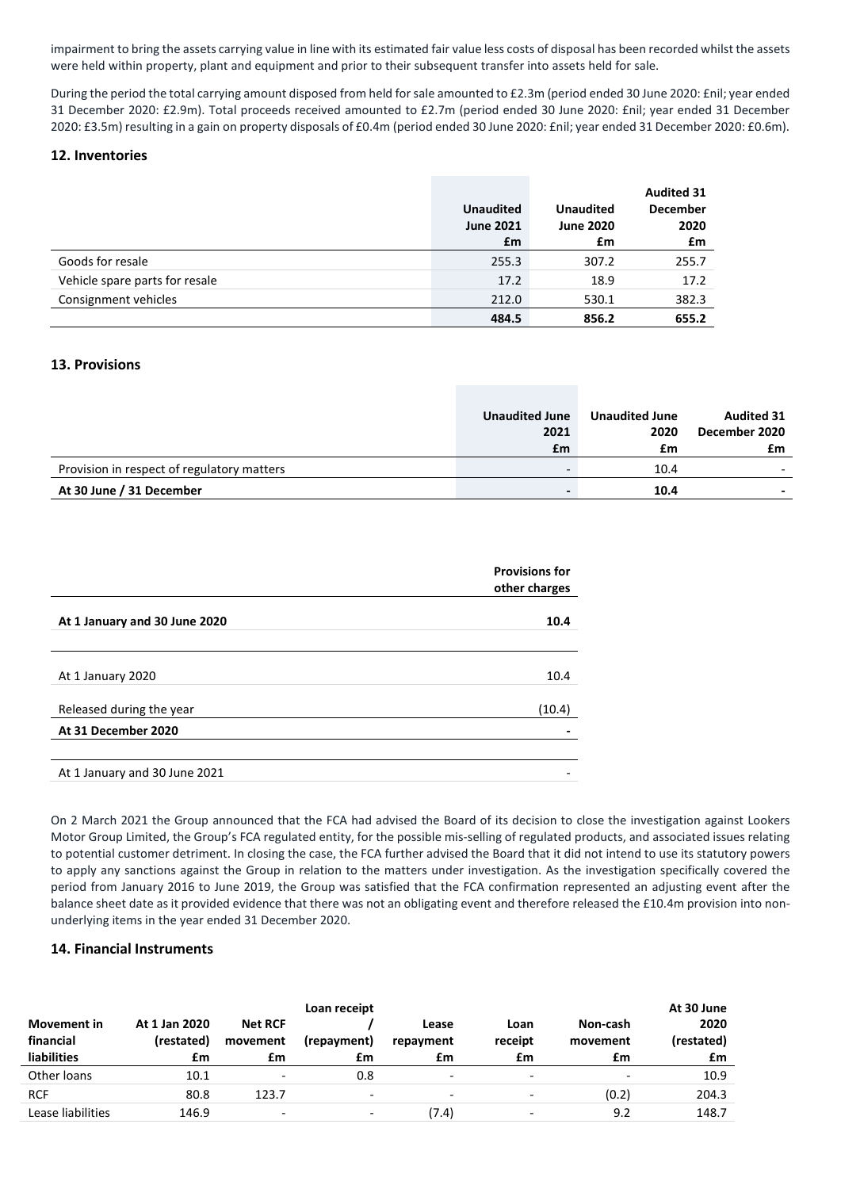impairment to bring the assets carrying value in line with its estimated fair value less costs of disposal has been recorded whilst the assets were held within property, plant and equipment and prior to their subsequent transfer into assets held for sale.

During the period the total carrying amount disposed from held for sale amounted to £2.3m (period ended 30 June 2020: £nil; year ended 31 December 2020: £2.9m). Total proceeds received amounted to £2.7m (period ended 30 June 2020: £nil; year ended 31 December 2020: £3.5m) resulting in a gain on property disposals of £0.4m (period ended 30 June 2020: £nil; year ended 31 December 2020: £0.6m).

## 12. Inventories

| | Unaudited June 2021 £m | Unaudited June 2020 £m | Audited 31 December 2020 £m |
|---|---|---|---|
| Goods for resale | 255.3 | 307.2 | 255.7 |
| Vehicle spare parts for resale | 17.2 | 18.9 | 17.2 |
| Consignment vehicles | 212.0 | 530.1 | 382.3 |
| | **484.5** | **856.2** | **655.2** |

## 13. Provisions

| | Unaudited June 2021 £m | Unaudited June 2020 £m | Audited 31 December 2020 £m |
|---|---|---|---|
| Provision in respect of regulatory matters | - | 10.4 | - |
| **At 30 June / 31 December** | **-** | **10.4** | **-** |

| | Provisions for other charges |
|---|---|
| **At 1 January and 30 June 2020** | **10.4** |
| | |
| At 1 January 2020 | 10.4 |
| Released during the year | (10.4) |
| **At 31 December 2020** | **-** |
| | |
| At 1 January and 30 June 2021 | - |

On 2 March 2021 the Group announced that the FCA had advised the Board of its decision to close the investigation against Lookers Motor Group Limited, the Group's FCA regulated entity, for the possible mis-selling of regulated products, and associated issues relating to potential customer detriment. In closing the case, the FCA further advised the Board that it did not intend to use its statutory powers to apply any sanctions against the Group in relation to the matters under investigation. As the investigation specifically covered the period from January 2016 to June 2019, the Group was satisfied that the FCA confirmation represented an adjusting event after the balance sheet date as it provided evidence that there was not an obligating event and therefore released the £10.4m provision into non-underlying items in the year ended 31 December 2020.

## 14. Financial Instruments

| Movement in financial liabilities | At 1 Jan 2020 (restated) £m | Net RCF movement £m | Loan receipt / (repayment) £m | Lease repayment £m | Loan receipt £m | Non-cash movement £m | At 30 June 2020 (restated) £m |
|---|---|---|---|---|---|---|---|
| Other loans | 10.1 | - | 0.8 | - | - | - | 10.9 |
| RCF | 80.8 | 123.7 | - | - | - | (0.2) | 204.3 |
| Lease liabilities | 146.9 | - | - | (7.4) | - | 9.2 | 148.7 |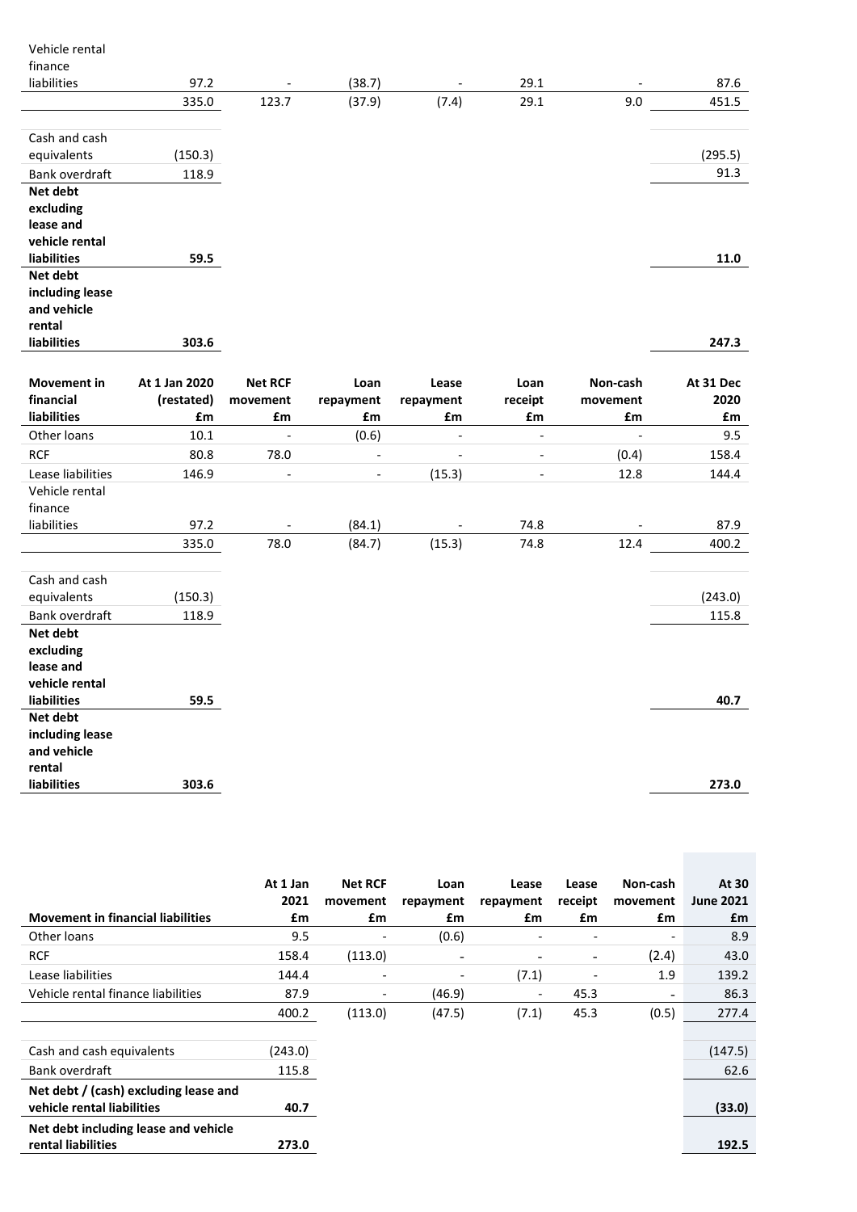| | | | | | | | |
|---|---|---|---|---|---|---|---|
| Vehicle rental finance liabilities | 97.2 | - | (38.7) | - | 29.1 | - | 87.6 |
| | 335.0 | 123.7 | (37.9) | (7.4) | 29.1 | 9.0 | 451.5 |
| | | | | | | | |
| Cash and cash equivalents | (150.3) | | | | | | (295.5) |
| Bank overdraft | 118.9 | | | | | | 91.3 |
| **Net debt excluding lease and vehicle rental liabilities** | **59.5** | | | | | | **11.0** |
| **Net debt including lease and vehicle rental liabilities** | **303.6** | | | | | | **247.3** |

| **Movement in financial liabilities** | **At 1 Jan 2020 (restated) £m** | **Net RCF movement £m** | **Loan repayment £m** | **Lease repayment £m** | **Loan receipt £m** | **Non-cash movement £m** | **At 31 Dec 2020 £m** |
|---|---|---|---|---|---|---|---|
| Other loans | 10.1 | - | (0.6) | - | - | - | 9.5 |
| RCF | 80.8 | 78.0 | - | - | - | (0.4) | 158.4 |
| Lease liabilities | 146.9 | - | - | (15.3) | - | 12.8 | 144.4 |
| Vehicle rental finance liabilities | 97.2 | - | (84.1) | - | 74.8 | - | 87.9 |
| | 335.0 | 78.0 | (84.7) | (15.3) | 74.8 | 12.4 | 400.2 |
| | | | | | | | |
| Cash and cash equivalents | (150.3) | | | | | | (243.0) |
| Bank overdraft | 118.9 | | | | | | 115.8 |
| **Net debt excluding lease and vehicle rental liabilities** | **59.5** | | | | | | **40.7** |
| **Net debt including lease and vehicle rental liabilities** | **303.6** | | | | | | **273.0** |

| **Movement in financial liabilities** | **At 1 Jan 2021 £m** | **Net RCF movement £m** | **Loan repayment £m** | **Lease repayment £m** | **Lease receipt £m** | **Non-cash movement £m** | **At 30 June 2021 £m** |
|---|---|---|---|---|---|---|---|
| Other loans | 9.5 | - | (0.6) | - | - | - | 8.9 |
| RCF | 158.4 | (113.0) | - | - | - | (2.4) | 43.0 |
| Lease liabilities | 144.4 | - | - | (7.1) | - | 1.9 | 139.2 |
| Vehicle rental finance liabilities | 87.9 | - | (46.9) | - | 45.3 | - | 86.3 |
| | 400.2 | (113.0) | (47.5) | (7.1) | 45.3 | (0.5) | 277.4 |
| | | | | | | | |
| Cash and cash equivalents | (243.0) | | | | | | (147.5) |
| Bank overdraft | 115.8 | | | | | | 62.6 |
| **Net debt / (cash) excluding lease and vehicle rental liabilities** | **40.7** | | | | | | **(33.0)** |
| **Net debt including lease and vehicle rental liabilities** | **273.0** | | | | | | **192.5** |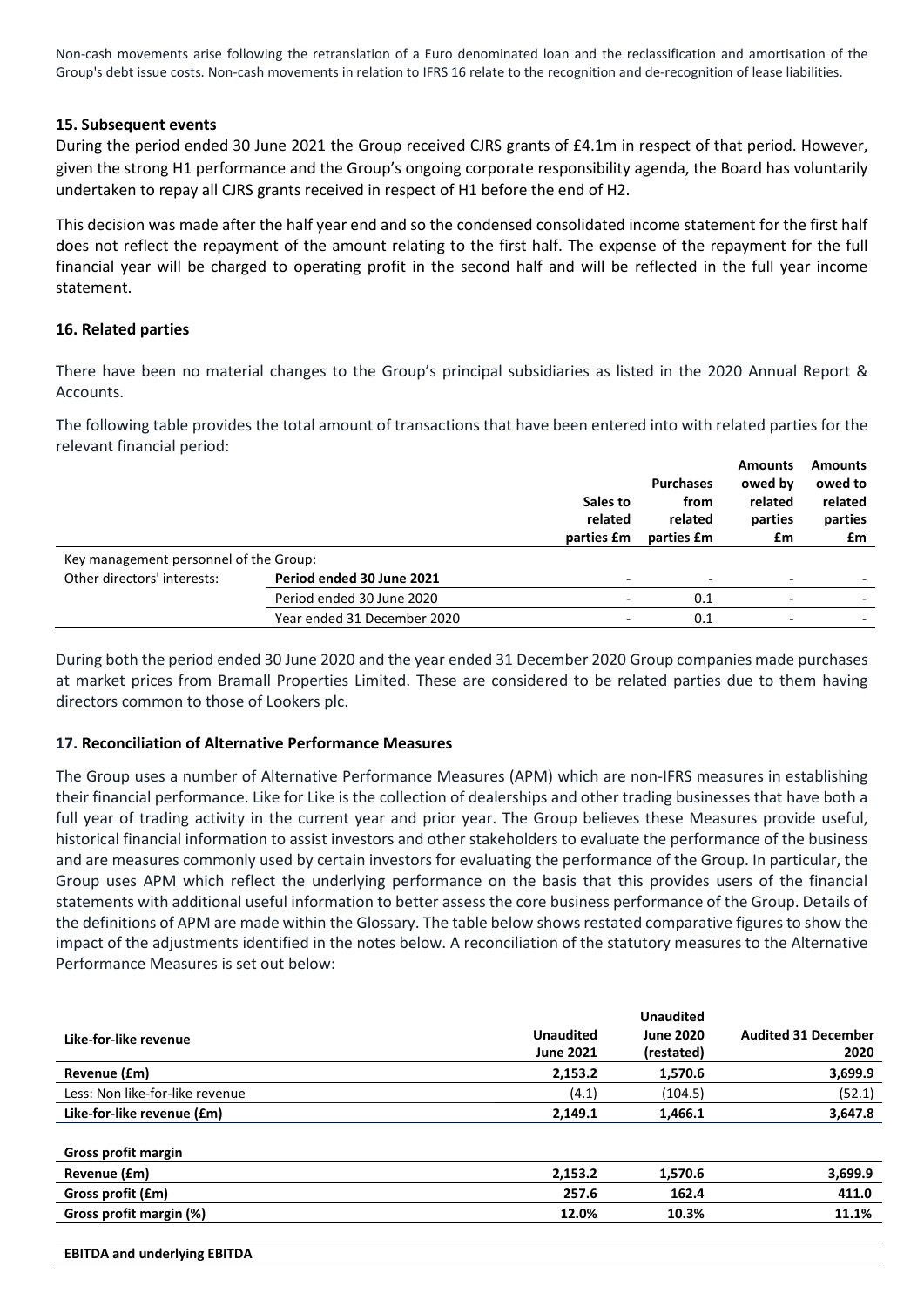Non-cash movements arise following the retranslation of a Euro denominated loan and the reclassification and amortisation of the Group's debt issue costs. Non-cash movements in relation to IFRS 16 relate to the recognition and de-recognition of lease liabilities.

### 15. Subsequent events

During the period ended 30 June 2021 the Group received CJRS grants of £4.1m in respect of that period. However, given the strong H1 performance and the Group's ongoing corporate responsibility agenda, the Board has voluntarily undertaken to repay all CJRS grants received in respect of H1 before the end of H2.

This decision was made after the half year end and so the condensed consolidated income statement for the first half does not reflect the repayment of the amount relating to the first half. The expense of the repayment for the full financial year will be charged to operating profit in the second half and will be reflected in the full year income statement.

### 16. Related parties

There have been no material changes to the Group's principal subsidiaries as listed in the 2020 Annual Report & Accounts.

The following table provides the total amount of transactions that have been entered into with related parties for the relevant financial period:

| | | Sales to related parties £m | Purchases from related parties £m | Amounts owed by related parties £m | Amounts owed to related parties £m |
|---|---|---|---|---|---|
| Key management personnel of the Group: | | | | | |
| Other directors' interests: | **Period ended 30 June 2021** | **-** | **-** | **-** | **-** |
| | Period ended 30 June 2020 | - | 0.1 | - | - |
| | Year ended 31 December 2020 | - | 0.1 | - | - |

During both the period ended 30 June 2020 and the year ended 31 December 2020 Group companies made purchases at market prices from Bramall Properties Limited. These are considered to be related parties due to them having directors common to those of Lookers plc.

### 17. Reconciliation of Alternative Performance Measures

The Group uses a number of Alternative Performance Measures (APM) which are non-IFRS measures in establishing their financial performance. Like for Like is the collection of dealerships and other trading businesses that have both a full year of trading activity in the current year and prior year. The Group believes these Measures provide useful, historical financial information to assist investors and other stakeholders to evaluate the performance of the business and are measures commonly used by certain investors for evaluating the performance of the Group. In particular, the Group uses APM which reflect the underlying performance on the basis that this provides users of the financial statements with additional useful information to better assess the core business performance of the Group. Details of the definitions of APM are made within the Glossary. The table below shows restated comparative figures to show the impact of the adjustments identified in the notes below. A reconciliation of the statutory measures to the Alternative Performance Measures is set out below:

| **Like-for-like revenue** | **Unaudited June 2021** | **Unaudited June 2020 (restated)** | **Audited 31 December 2020** |
|---|---|---|---|
| **Revenue (£m)** | **2,153.2** | **1,570.6** | **3,699.9** |
| Less: Non like-for-like revenue | (4.1) | (104.5) | (52.1) |
| **Like-for-like revenue (£m)** | **2,149.1** | **1,466.1** | **3,647.8** |
| | | | |
| **Gross profit margin** | | | |
| **Revenue (£m)** | **2,153.2** | **1,570.6** | **3,699.9** |
| **Gross profit (£m)** | **257.6** | **162.4** | **411.0** |
| **Gross profit margin (%)** | **12.0%** | **10.3%** | **11.1%** |
| | | | |
| **EBITDA and underlying EBITDA** | | | |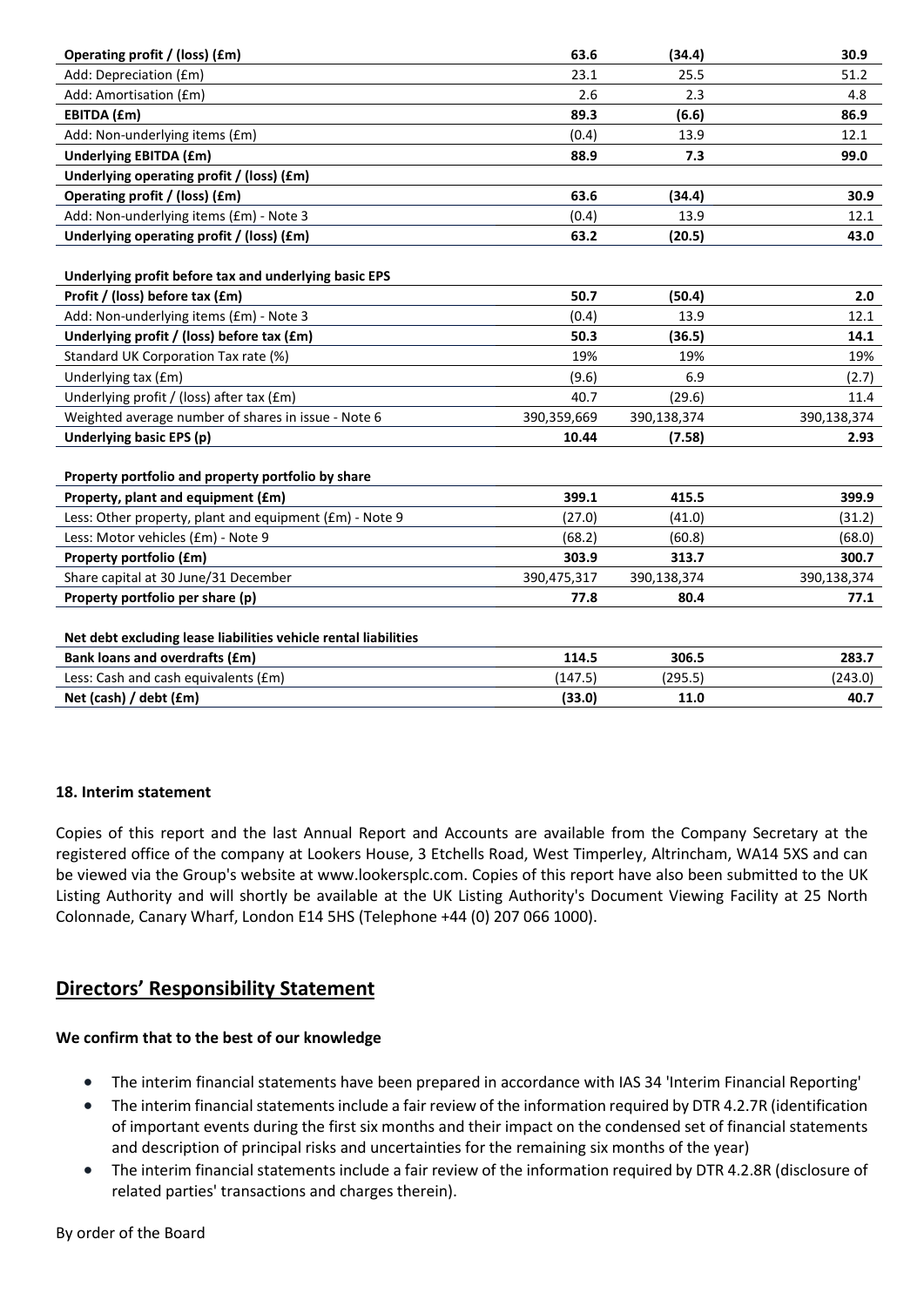| | | | |
|---|---|---|---|
| **Operating profit / (loss) (£m)** | **63.6** | **(34.4)** | **30.9** |
| Add: Depreciation (£m) | 23.1 | 25.5 | 51.2 |
| Add: Amortisation (£m) | 2.6 | 2.3 | 4.8 |
| **EBITDA (£m)** | **89.3** | **(6.6)** | **86.9** |
| Add: Non-underlying items (£m) | (0.4) | 13.9 | 12.1 |
| **Underlying EBITDA (£m)** | **88.9** | **7.3** | **99.0** |
| **Underlying operating profit / (loss) (£m)** | | | |
| **Operating profit / (loss) (£m)** | **63.6** | **(34.4)** | **30.9** |
| Add: Non-underlying items (£m) - Note 3 | (0.4) | 13.9 | 12.1 |
| **Underlying operating profit / (loss) (£m)** | **63.2** | **(20.5)** | **43.0** |
| | | | |
| **Underlying profit before tax and underlying basic EPS** | | | |
| **Profit / (loss) before tax (£m)** | **50.7** | **(50.4)** | **2.0** |
| Add: Non-underlying items (£m) - Note 3 | (0.4) | 13.9 | 12.1 |
| **Underlying profit / (loss) before tax (£m)** | **50.3** | **(36.5)** | **14.1** |
| Standard UK Corporation Tax rate (%) | 19% | 19% | 19% |
| Underlying tax (£m) | (9.6) | 6.9 | (2.7) |
| Underlying profit / (loss) after tax (£m) | 40.7 | (29.6) | 11.4 |
| Weighted average number of shares in issue - Note 6 | 390,359,669 | 390,138,374 | 390,138,374 |
| **Underlying basic EPS (p)** | **10.44** | **(7.58)** | **2.93** |
| | | | |
| **Property portfolio and property portfolio by share** | | | |
| **Property, plant and equipment (£m)** | **399.1** | **415.5** | **399.9** |
| Less: Other property, plant and equipment (£m) - Note 9 | (27.0) | (41.0) | (31.2) |
| Less: Motor vehicles (£m) - Note 9 | (68.2) | (60.8) | (68.0) |
| **Property portfolio (£m)** | **303.9** | **313.7** | **300.7** |
| Share capital at 30 June/31 December | 390,475,317 | 390,138,374 | 390,138,374 |
| **Property portfolio per share (p)** | **77.8** | **80.4** | **77.1** |
| | | | |
| **Net debt excluding lease liabilities vehicle rental liabilities** | | | |
| **Bank loans and overdrafts (£m)** | **114.5** | **306.5** | **283.7** |
| Less: Cash and cash equivalents (£m) | (147.5) | (295.5) | (243.0) |
| **Net (cash) / debt (£m)** | **(33.0)** | **11.0** | **40.7** |

**18. Interim statement**

Copies of this report and the last Annual Report and Accounts are available from the Company Secretary at the registered office of the company at Lookers House, 3 Etchells Road, West Timperley, Altrincham, WA14 5XS and can be viewed via the Group's website at www.lookersplc.com. Copies of this report have also been submitted to the UK Listing Authority and will shortly be available at the UK Listing Authority's Document Viewing Facility at 25 North Colonnade, Canary Wharf, London E14 5HS (Telephone +44 (0) 207 066 1000).

## Directors' Responsibility Statement

**We confirm that to the best of our knowledge**

- The interim financial statements have been prepared in accordance with IAS 34 'Interim Financial Reporting'
- The interim financial statements include a fair review of the information required by DTR 4.2.7R (identification of important events during the first six months and their impact on the condensed set of financial statements and description of principal risks and uncertainties for the remaining six months of the year)
- The interim financial statements include a fair review of the information required by DTR 4.2.8R (disclosure of related parties' transactions and charges therein).

By order of the Board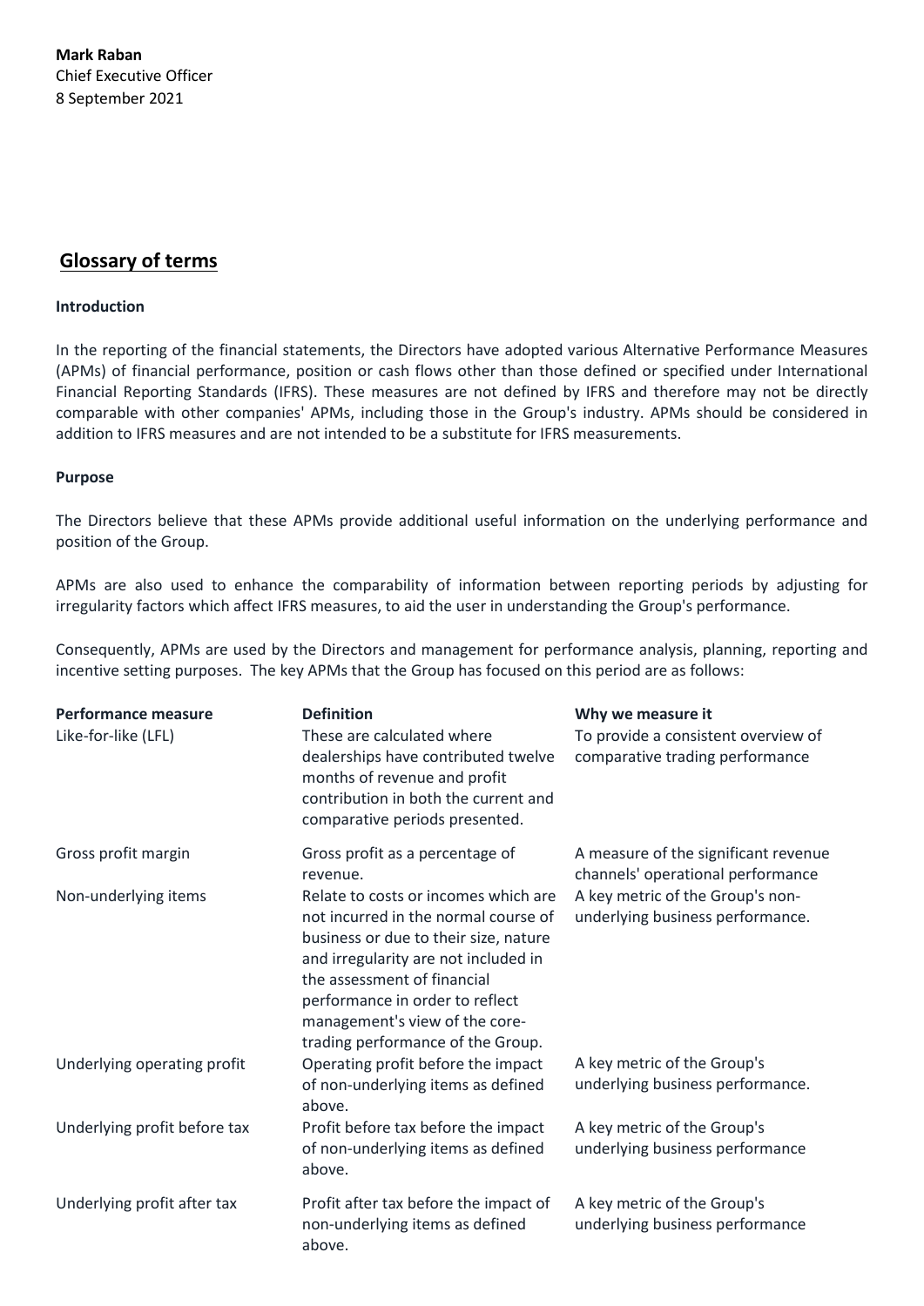**Mark Raban**
Chief Executive Officer
8 September 2021

## Glossary of terms

**Introduction**

In the reporting of the financial statements, the Directors have adopted various Alternative Performance Measures (APMs) of financial performance, position or cash flows other than those defined or specified under International Financial Reporting Standards (IFRS). These measures are not defined by IFRS and therefore may not be directly comparable with other companies' APMs, including those in the Group's industry. APMs should be considered in addition to IFRS measures and are not intended to be a substitute for IFRS measurements.

**Purpose**

The Directors believe that these APMs provide additional useful information on the underlying performance and position of the Group.

APMs are also used to enhance the comparability of information between reporting periods by adjusting for irregularity factors which affect IFRS measures, to aid the user in understanding the Group's performance.

Consequently, APMs are used by the Directors and management for performance analysis, planning, reporting and incentive setting purposes. The key APMs that the Group has focused on this period are as follows:

| Performance measure | Definition | Why we measure it |
|---|---|---|
| Like-for-like (LFL) | These are calculated where dealerships have contributed twelve months of revenue and profit contribution in both the current and comparative periods presented. | To provide a consistent overview of comparative trading performance |
| Gross profit margin | Gross profit as a percentage of revenue. | A measure of the significant revenue channels' operational performance |
| Non-underlying items | Relate to costs or incomes which are not incurred in the normal course of business or due to their size, nature and irregularity are not included in the assessment of financial performance in order to reflect management's view of the core-trading performance of the Group. | A key metric of the Group's non-underlying business performance. |
| Underlying operating profit | Operating profit before the impact of non-underlying items as defined above. | A key metric of the Group's underlying business performance. |
| Underlying profit before tax | Profit before tax before the impact of non-underlying items as defined above. | A key metric of the Group's underlying business performance |
| Underlying profit after tax | Profit after tax before the impact of non-underlying items as defined above. | A key metric of the Group's underlying business performance |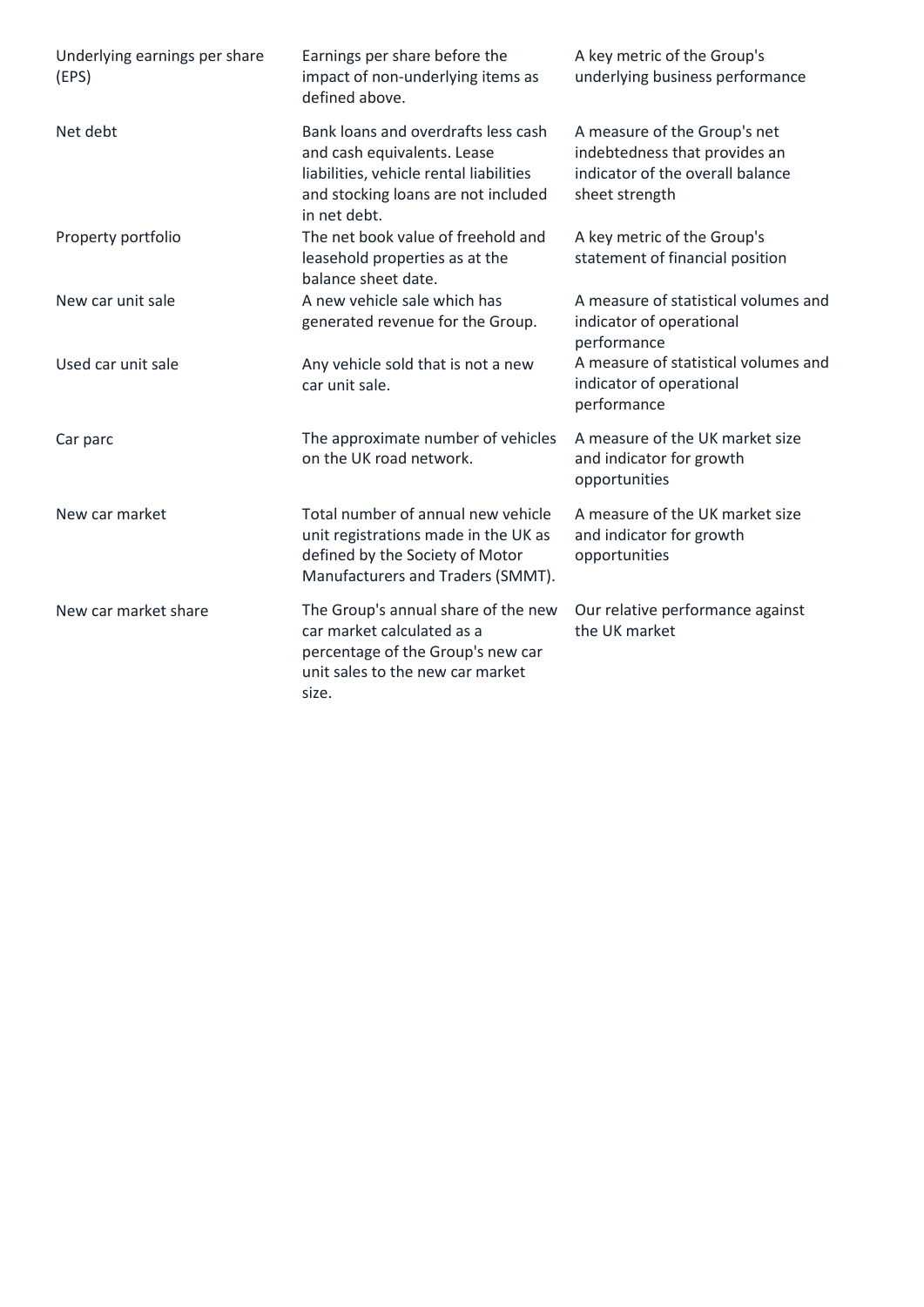| | | |
|---|---|---|
| Underlying earnings per share (EPS) | Earnings per share before the impact of non-underlying items as defined above. | A key metric of the Group's underlying business performance |
| Net debt | Bank loans and overdrafts less cash and cash equivalents. Lease liabilities, vehicle rental liabilities and stocking loans are not included in net debt. | A measure of the Group's net indebtedness that provides an indicator of the overall balance sheet strength |
| Property portfolio | The net book value of freehold and leasehold properties as at the balance sheet date. | A key metric of the Group's statement of financial position |
| New car unit sale | A new vehicle sale which has generated revenue for the Group. | A measure of statistical volumes and indicator of operational performance |
| Used car unit sale | Any vehicle sold that is not a new car unit sale. | A measure of statistical volumes and indicator of operational performance |
| Car parc | The approximate number of vehicles on the UK road network. | A measure of the UK market size and indicator for growth opportunities |
| New car market | Total number of annual new vehicle unit registrations made in the UK as defined by the Society of Motor Manufacturers and Traders (SMMT). | A measure of the UK market size and indicator for growth opportunities |
| New car market share | The Group's annual share of the new car market calculated as a percentage of the Group's new car unit sales to the new car market size. | Our relative performance against the UK market |